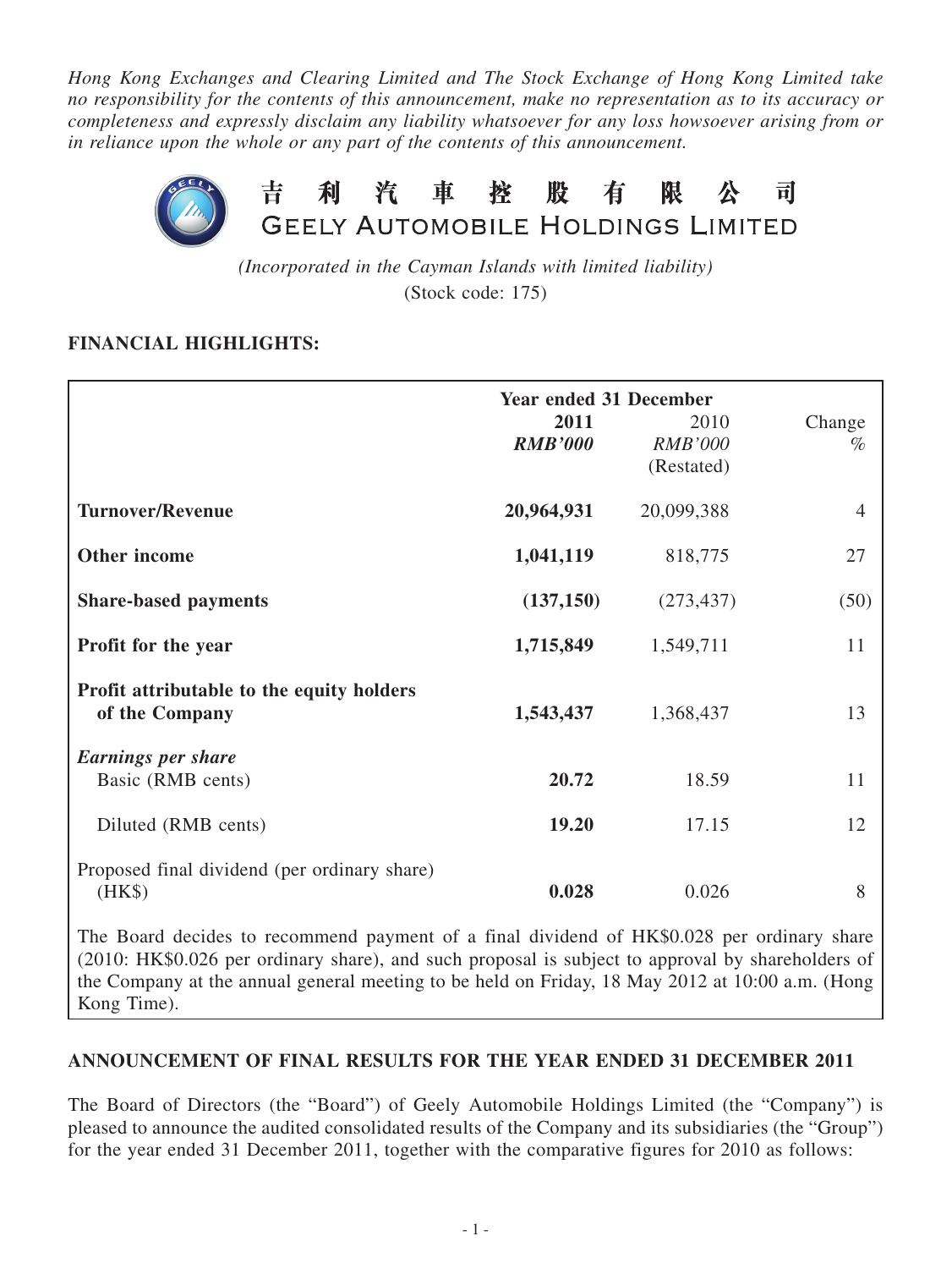*Hong Kong Exchanges and Clearing Limited and The Stock Exchange of Hong Kong Limited take no responsibility for the contents of this announcement, make no representation as to its accuracy or completeness and expressly disclaim any liability whatsoever for any loss howsoever arising from or in reliance upon the whole or any part of the contents of this announcement.*

# 吉利汽車控股有限公司
# GEELY AUTOMOBILE HOLDINGS LIMITED

*(Incorporated in the Cayman Islands with limited liability)*
(Stock code: 175)

**FINANCIAL HIGHLIGHTS:**

| | Year ended 31 December | | |
|---|---|---|---|
| | **2011** | 2010 | Change |
| | ***RMB'000*** | *RMB'000* (Restated) | % |
| **Turnover/Revenue** | **20,964,931** | 20,099,388 | 4 |
| **Other income** | **1,041,119** | 818,775 | 27 |
| **Share-based payments** | **(137,150)** | (273,437) | (50) |
| **Profit for the year** | **1,715,849** | 1,549,711 | 11 |
| **Profit attributable to the equity holders of the Company** | **1,543,437** | 1,368,437 | 13 |
| ***Earnings per share*** | | | |
| Basic (RMB cents) | **20.72** | 18.59 | 11 |
| Diluted (RMB cents) | **19.20** | 17.15 | 12 |
| Proposed final dividend (per ordinary share) (HK$) | **0.028** | 0.026 | 8 |

The Board decides to recommend payment of a final dividend of HK$0.028 per ordinary share (2010: HK$0.026 per ordinary share), and such proposal is subject to approval by shareholders of the Company at the annual general meeting to be held on Friday, 18 May 2012 at 10:00 a.m. (Hong Kong Time).

**ANNOUNCEMENT OF FINAL RESULTS FOR THE YEAR ENDED 31 DECEMBER 2011**

The Board of Directors (the "Board") of Geely Automobile Holdings Limited (the "Company") is pleased to announce the audited consolidated results of the Company and its subsidiaries (the "Group") for the year ended 31 December 2011, together with the comparative figures for 2010 as follows: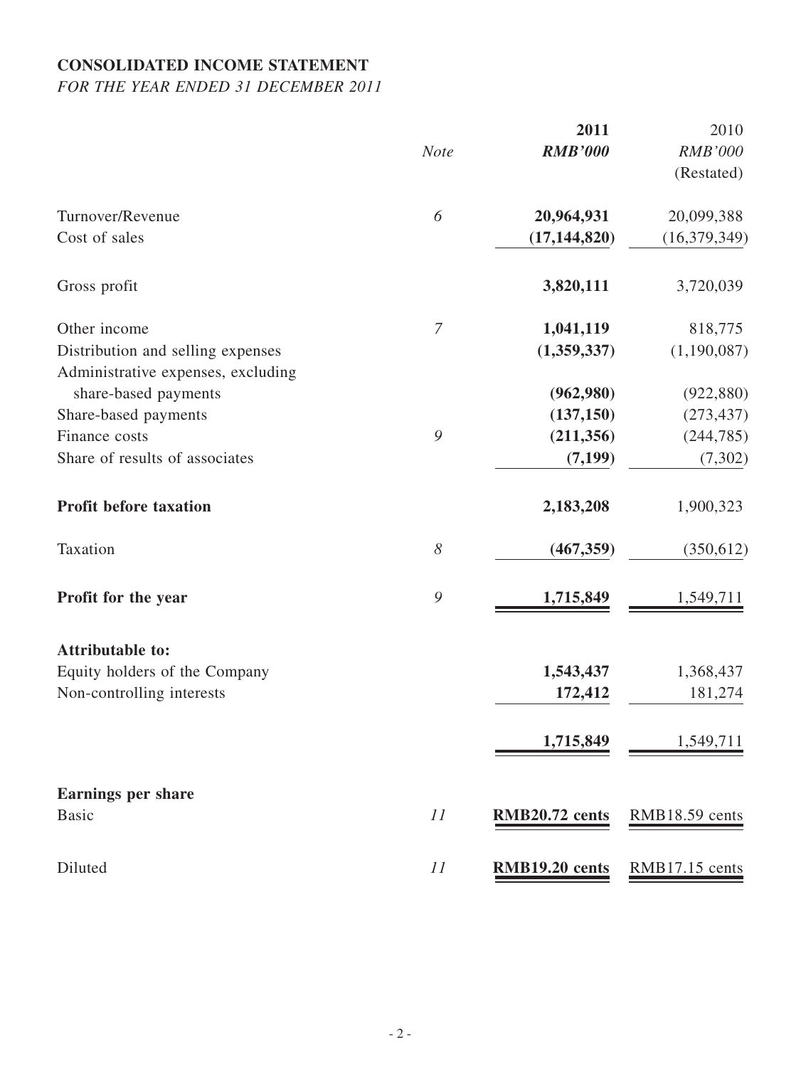**CONSOLIDATED INCOME STATEMENT**

*FOR THE YEAR ENDED 31 DECEMBER 2011*

| | *Note* | **2011** | 2010 |
|---|---|---|---|
| | | ***RMB'000*** | *RMB'000* |
| | | | (Restated) |
| Turnover/Revenue | *6* | **20,964,931** | 20,099,388 |
| Cost of sales | | **(17,144,820)** | (16,379,349) |
| Gross profit | | **3,820,111** | 3,720,039 |
| Other income | *7* | **1,041,119** | 818,775 |
| Distribution and selling expenses | | **(1,359,337)** | (1,190,087) |
| Administrative expenses, excluding share-based payments | | **(962,980)** | (922,880) |
| Share-based payments | | **(137,150)** | (273,437) |
| Finance costs | *9* | **(211,356)** | (244,785) |
| Share of results of associates | | **(7,199)** | (7,302) |
| **Profit before taxation** | | **2,183,208** | 1,900,323 |
| Taxation | *8* | **(467,359)** | (350,612) |
| **Profit for the year** | *9* | **1,715,849** | 1,549,711 |
| **Attributable to:** | | | |
| Equity holders of the Company | | **1,543,437** | 1,368,437 |
| Non-controlling interests | | **172,412** | 181,274 |
| | | **1,715,849** | 1,549,711 |
| **Earnings per share** | | | |
| Basic | *11* | **RMB20.72 cents** | RMB18.59 cents |
| Diluted | *11* | **RMB19.20 cents** | RMB17.15 cents |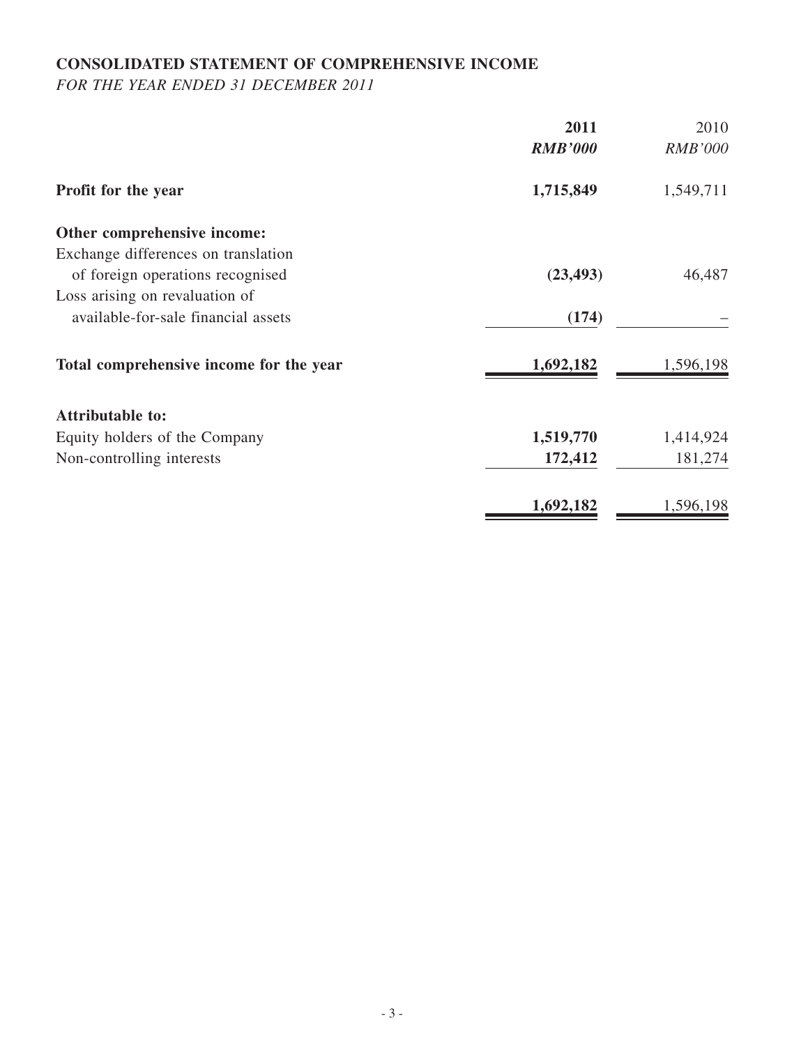# CONSOLIDATED STATEMENT OF COMPREHENSIVE INCOME

*FOR THE YEAR ENDED 31 DECEMBER 2011*

| | 2011 | 2010 |
|---|---|---|
| | *RMB'000* | *RMB'000* |
| **Profit for the year** | **1,715,849** | 1,549,711 |
| **Other comprehensive income:** | | |
| Exchange differences on translation of foreign operations recognised | **(23,493)** | 46,487 |
| Loss arising on revaluation of available-for-sale financial assets | **(174)** | – |
| **Total comprehensive income for the year** | **1,692,182** | 1,596,198 |
| **Attributable to:** | | |
| Equity holders of the Company | **1,519,770** | 1,414,924 |
| Non-controlling interests | **172,412** | 181,274 |
| | **1,692,182** | 1,596,198 |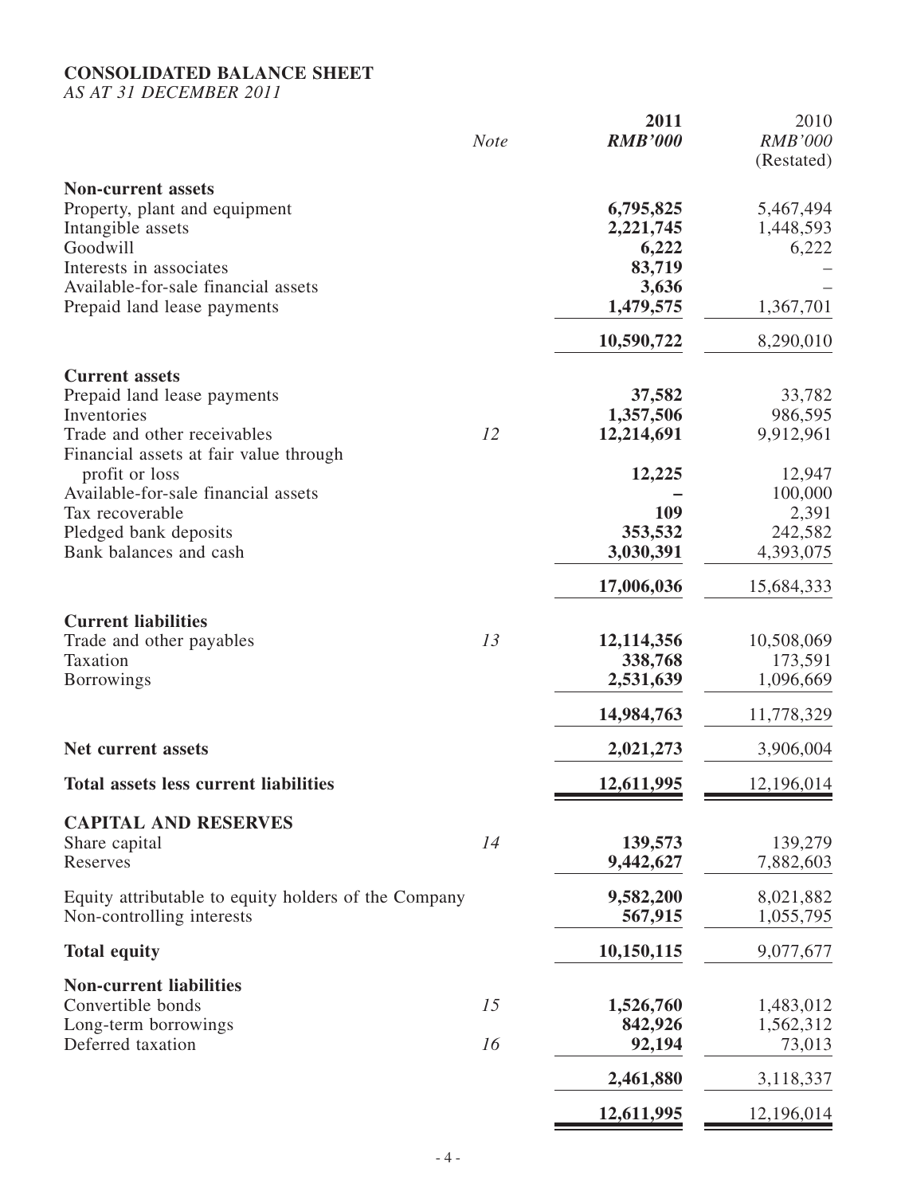# CONSOLIDATED BALANCE SHEET

*AS AT 31 DECEMBER 2011*

| | *Note* | **2011** *RMB'000* | 2010 *RMB'000* (Restated) |
|---|---|---|---|
| **Non-current assets** | | | |
| Property, plant and equipment | | **6,795,825** | 5,467,494 |
| Intangible assets | | **2,221,745** | 1,448,593 |
| Goodwill | | **6,222** | 6,222 |
| Interests in associates | | **83,719** | – |
| Available-for-sale financial assets | | **3,636** | – |
| Prepaid land lease payments | | **1,479,575** | 1,367,701 |
| | | **10,590,722** | 8,290,010 |
| **Current assets** | | | |
| Prepaid land lease payments | | **37,582** | 33,782 |
| Inventories | | **1,357,506** | 986,595 |
| Trade and other receivables | *12* | **12,214,691** | 9,912,961 |
| Financial assets at fair value through profit or loss | | **12,225** | 12,947 |
| Available-for-sale financial assets | | **–** | 100,000 |
| Tax recoverable | | **109** | 2,391 |
| Pledged bank deposits | | **353,532** | 242,582 |
| Bank balances and cash | | **3,030,391** | 4,393,075 |
| | | **17,006,036** | 15,684,333 |
| **Current liabilities** | | | |
| Trade and other payables | *13* | **12,114,356** | 10,508,069 |
| Taxation | | **338,768** | 173,591 |
| Borrowings | | **2,531,639** | 1,096,669 |
| | | **14,984,763** | 11,778,329 |
| **Net current assets** | | **2,021,273** | 3,906,004 |
| **Total assets less current liabilities** | | **12,611,995** | 12,196,014 |
| **CAPITAL AND RESERVES** | | | |
| Share capital | *14* | **139,573** | 139,279 |
| Reserves | | **9,442,627** | 7,882,603 |
| Equity attributable to equity holders of the Company | | **9,582,200** | 8,021,882 |
| Non-controlling interests | | **567,915** | 1,055,795 |
| **Total equity** | | **10,150,115** | 9,077,677 |
| **Non-current liabilities** | | | |
| Convertible bonds | *15* | **1,526,760** | 1,483,012 |
| Long-term borrowings | | **842,926** | 1,562,312 |
| Deferred taxation | *16* | **92,194** | 73,013 |
| | | **2,461,880** | 3,118,337 |
| | | **12,611,995** | 12,196,014 |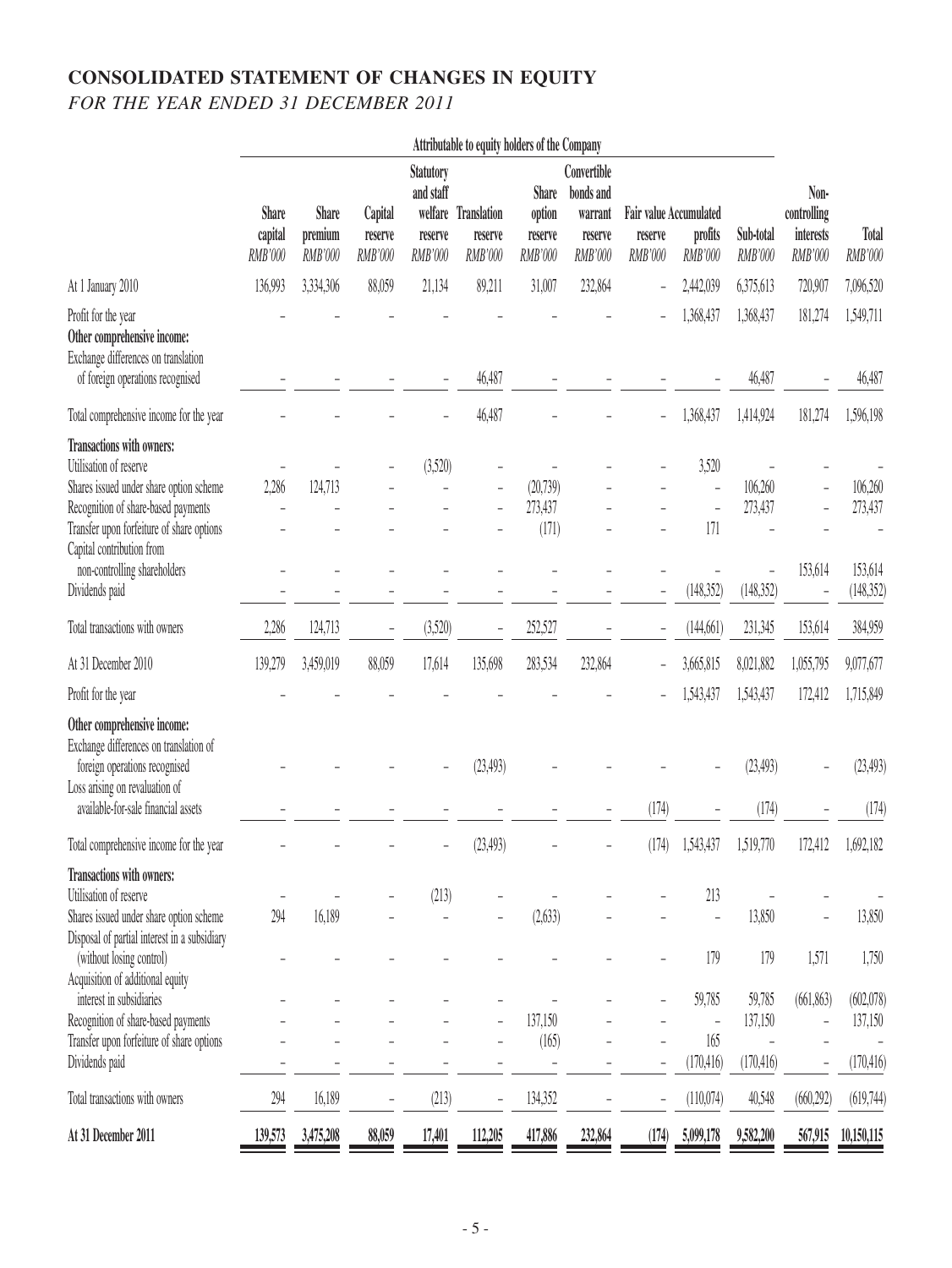# CONSOLIDATED STATEMENT OF CHANGES IN EQUITY

*FOR THE YEAR ENDED 31 DECEMBER 2011*

| | Attributable to equity holders of the Company | | | | | | | | | | | |
|---|---|---|---|---|---|---|---|---|---|---|---|---|
| | Share capital *RMB'000* | Share premium *RMB'000* | Capital reserve *RMB'000* | Statutory and staff welfare reserve *RMB'000* | Translation reserve *RMB'000* | Share option reserve *RMB'000* | Convertible bonds and warrant reserve *RMB'000* | Fair value reserve *RMB'000* | Accumulated profits *RMB'000* | Sub-total *RMB'000* | Non-controlling interests *RMB'000* | Total *RMB'000* |
| At 1 January 2010 | 136,993 | 3,334,306 | 88,059 | 21,134 | 89,211 | 31,007 | 232,864 | – | 2,442,039 | 6,375,613 | 720,907 | 7,096,520 |
| Profit for the year | – | – | – | – | – | – | – | – | 1,368,437 | 1,368,437 | 181,274 | 1,549,711 |
| **Other comprehensive income:** | | | | | | | | | | | | |
| Exchange differences on translation of foreign operations recognised | – | – | – | – | 46,487 | – | – | – | – | 46,487 | – | 46,487 |
| Total comprehensive income for the year | – | – | – | – | 46,487 | – | – | – | 1,368,437 | 1,414,924 | 181,274 | 1,596,198 |
| **Transactions with owners:** | | | | | | | | | | | | |
| Utilisation of reserve | – | – | – | (3,520) | – | – | – | – | 3,520 | – | – | – |
| Shares issued under share option scheme | 2,286 | 124,713 | – | – | – | (20,739) | – | – | – | 106,260 | – | 106,260 |
| Recognition of share-based payments | – | – | – | – | – | 273,437 | – | – | – | 273,437 | – | 273,437 |
| Transfer upon forfeiture of share options | – | – | – | – | – | (171) | – | – | 171 | – | – | – |
| Capital contribution from non-controlling shareholders | – | – | – | – | – | – | – | – | – | – | 153,614 | 153,614 |
| Dividends paid | – | – | – | – | – | – | – | – | (148,352) | (148,352) | – | (148,352) |
| Total transactions with owners | 2,286 | 124,713 | – | (3,520) | – | 252,527 | – | – | (144,661) | 231,345 | 153,614 | 384,959 |
| At 31 December 2010 | 139,279 | 3,459,019 | 88,059 | 17,614 | 135,698 | 283,534 | 232,864 | – | 3,665,815 | 8,021,882 | 1,055,795 | 9,077,677 |
| Profit for the year | – | – | – | – | – | – | – | – | 1,543,437 | 1,543,437 | 172,412 | 1,715,849 |
| **Other comprehensive income:** | | | | | | | | | | | | |
| Exchange differences on translation of foreign operations recognised | – | – | – | – | (23,493) | – | – | – | – | (23,493) | – | (23,493) |
| Loss arising on revaluation of available-for-sale financial assets | – | – | – | – | – | – | – | (174) | – | (174) | – | (174) |
| Total comprehensive income for the year | – | – | – | – | (23,493) | – | – | (174) | 1,543,437 | 1,519,770 | 172,412 | 1,692,182 |
| **Transactions with owners:** | | | | | | | | | | | | |
| Utilisation of reserve | – | – | – | (213) | – | – | – | – | 213 | – | – | – |
| Shares issued under share option scheme | 294 | 16,189 | – | – | – | (2,633) | – | – | – | 13,850 | – | 13,850 |
| Disposal of partial interest in a subsidiary (without losing control) | – | – | – | – | – | – | – | – | 179 | 179 | 1,571 | 1,750 |
| Acquisition of additional equity interest in subsidiaries | – | – | – | – | – | – | – | – | 59,785 | 59,785 | (661,863) | (602,078) |
| Recognition of share-based payments | – | – | – | – | – | 137,150 | – | – | – | 137,150 | – | 137,150 |
| Transfer upon forfeiture of share options | – | – | – | – | – | (165) | – | – | 165 | – | – | – |
| Dividends paid | – | – | – | – | – | – | – | – | (170,416) | (170,416) | – | (170,416) |
| Total transactions with owners | 294 | 16,189 | – | (213) | – | 134,352 | – | – | (110,074) | 40,548 | (660,292) | (619,744) |
| **At 31 December 2011** | **139,573** | **3,475,208** | **88,059** | **17,401** | **112,205** | **417,886** | **232,864** | **(174)** | **5,099,178** | **9,582,200** | **567,915** | **10,150,115** |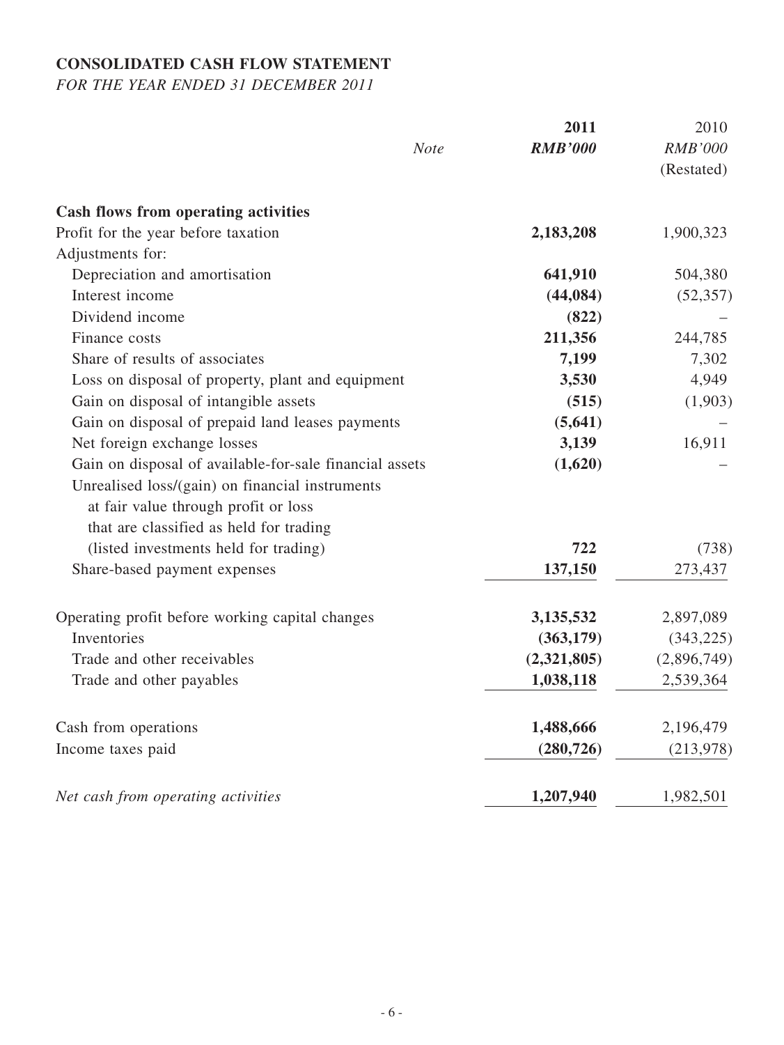**CONSOLIDATED CASH FLOW STATEMENT**

*FOR THE YEAR ENDED 31 DECEMBER 2011*

| | *Note* | **2011** | 2010 |
|---|---|---|---|
| | | ***RMB'000*** | *RMB'000* |
| | | | (Restated) |
| **Cash flows from operating activities** | | | |
| Profit for the year before taxation | | **2,183,208** | 1,900,323 |
| Adjustments for: | | | |
| Depreciation and amortisation | | **641,910** | 504,380 |
| Interest income | | **(44,084)** | (52,357) |
| Dividend income | | **(822)** | – |
| Finance costs | | **211,356** | 244,785 |
| Share of results of associates | | **7,199** | 7,302 |
| Loss on disposal of property, plant and equipment | | **3,530** | 4,949 |
| Gain on disposal of intangible assets | | **(515)** | (1,903) |
| Gain on disposal of prepaid land leases payments | | **(5,641)** | – |
| Net foreign exchange losses | | **3,139** | 16,911 |
| Gain on disposal of available-for-sale financial assets | | **(1,620)** | – |
| Unrealised loss/(gain) on financial instruments at fair value through profit or loss that are classified as held for trading (listed investments held for trading) | | **722** | (738) |
| Share-based payment expenses | | **137,150** | 273,437 |
| Operating profit before working capital changes | | **3,135,532** | 2,897,089 |
| Inventories | | **(363,179)** | (343,225) |
| Trade and other receivables | | **(2,321,805)** | (2,896,749) |
| Trade and other payables | | **1,038,118** | 2,539,364 |
| Cash from operations | | **1,488,666** | 2,196,479 |
| Income taxes paid | | **(280,726)** | (213,978) |
| *Net cash from operating activities* | | **1,207,940** | 1,982,501 |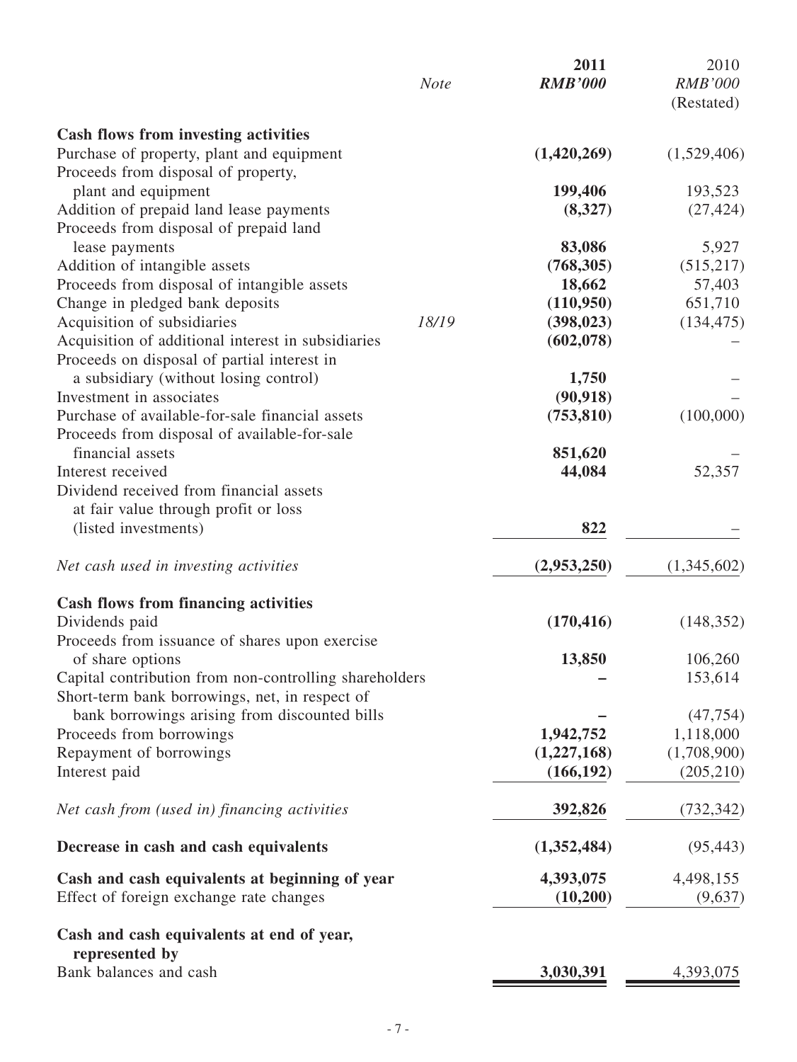| | Note | 2011 RMB'000 | 2010 RMB'000 (Restated) |
|---|---|---|---|
| **Cash flows from investing activities** | | | |
| Purchase of property, plant and equipment | | **(1,420,269)** | (1,529,406) |
| Proceeds from disposal of property, plant and equipment | | **199,406** | 193,523 |
| Addition of prepaid land lease payments | | **(8,327)** | (27,424) |
| Proceeds from disposal of prepaid land lease payments | | **83,086** | 5,927 |
| Addition of intangible assets | | **(768,305)** | (515,217) |
| Proceeds from disposal of intangible assets | | **18,662** | 57,403 |
| Change in pledged bank deposits | | **(110,950)** | 651,710 |
| Acquisition of subsidiaries | 18/19 | **(398,023)** | (134,475) |
| Acquisition of additional interest in subsidiaries | | **(602,078)** | – |
| Proceeds on disposal of partial interest in a subsidiary (without losing control) | | **1,750** | – |
| Investment in associates | | **(90,918)** | – |
| Purchase of available-for-sale financial assets | | **(753,810)** | (100,000) |
| Proceeds from disposal of available-for-sale financial assets | | **851,620** | – |
| Interest received | | **44,084** | 52,357 |
| Dividend received from financial assets at fair value through profit or loss (listed investments) | | **822** | – |
| *Net cash used in investing activities* | | **(2,953,250)** | (1,345,602) |
| **Cash flows from financing activities** | | | |
| Dividends paid | | **(170,416)** | (148,352) |
| Proceeds from issuance of shares upon exercise of share options | | **13,850** | 106,260 |
| Capital contribution from non-controlling shareholders | | **–** | 153,614 |
| Short-term bank borrowings, net, in respect of bank borrowings arising from discounted bills | | **–** | (47,754) |
| Proceeds from borrowings | | **1,942,752** | 1,118,000 |
| Repayment of borrowings | | **(1,227,168)** | (1,708,900) |
| Interest paid | | **(166,192)** | (205,210) |
| *Net cash from (used in) financing activities* | | **392,826** | (732,342) |
| **Decrease in cash and cash equivalents** | | **(1,352,484)** | (95,443) |
| **Cash and cash equivalents at beginning of year** | | **4,393,075** | 4,498,155 |
| Effect of foreign exchange rate changes | | **(10,200)** | (9,637) |
| **Cash and cash equivalents at end of year, represented by** | | | |
| Bank balances and cash | | **3,030,391** | 4,393,075 |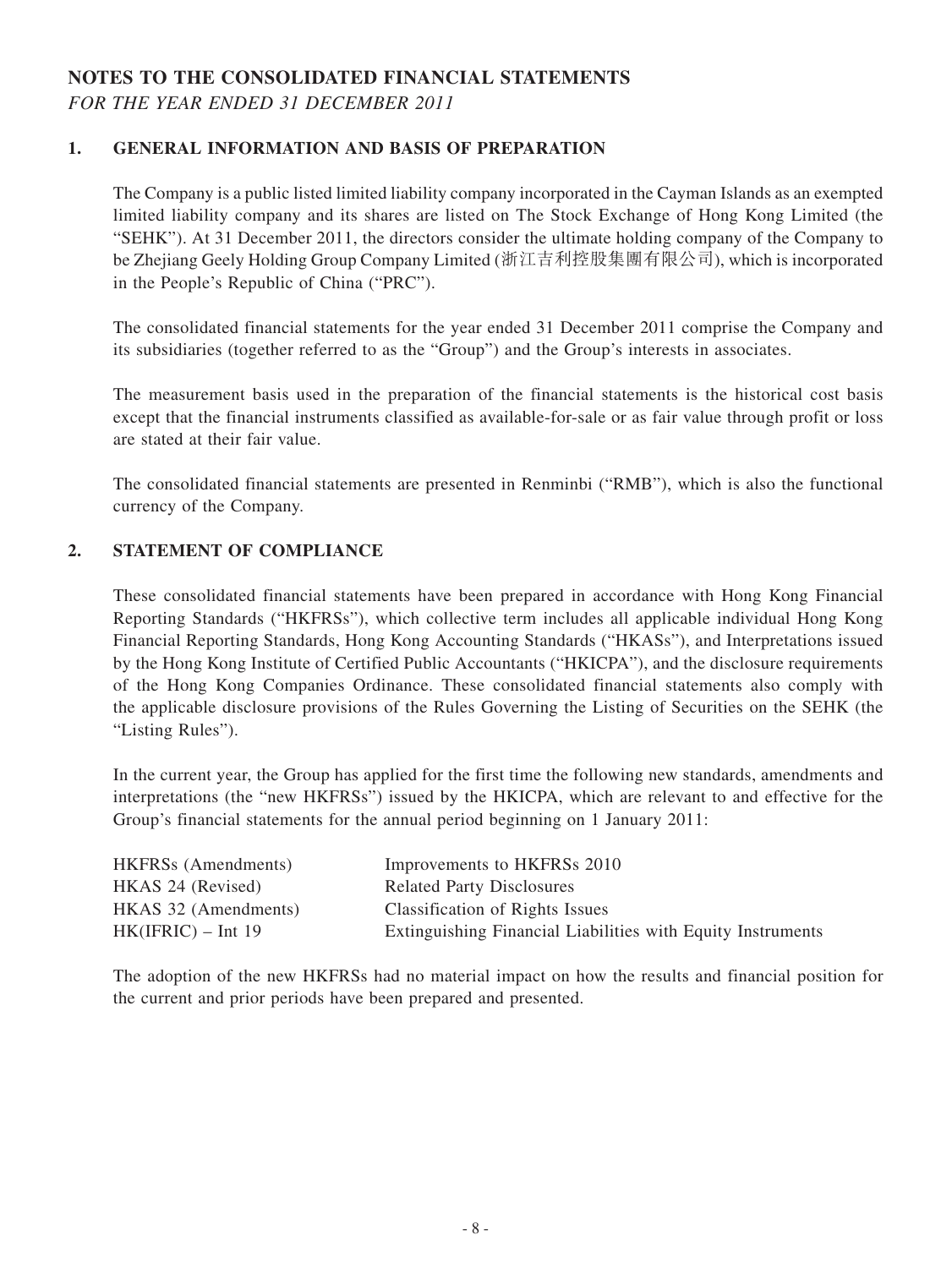# NOTES TO THE CONSOLIDATED FINANCIAL STATEMENTS

*FOR THE YEAR ENDED 31 DECEMBER 2011*

## 1. GENERAL INFORMATION AND BASIS OF PREPARATION

The Company is a public listed limited liability company incorporated in the Cayman Islands as an exempted limited liability company and its shares are listed on The Stock Exchange of Hong Kong Limited (the "SEHK"). At 31 December 2011, the directors consider the ultimate holding company of the Company to be Zhejiang Geely Holding Group Company Limited (浙江吉利控股集團有限公司), which is incorporated in the People's Republic of China ("PRC").

The consolidated financial statements for the year ended 31 December 2011 comprise the Company and its subsidiaries (together referred to as the "Group") and the Group's interests in associates.

The measurement basis used in the preparation of the financial statements is the historical cost basis except that the financial instruments classified as available-for-sale or as fair value through profit or loss are stated at their fair value.

The consolidated financial statements are presented in Renminbi ("RMB"), which is also the functional currency of the Company.

## 2. STATEMENT OF COMPLIANCE

These consolidated financial statements have been prepared in accordance with Hong Kong Financial Reporting Standards ("HKFRSs"), which collective term includes all applicable individual Hong Kong Financial Reporting Standards, Hong Kong Accounting Standards ("HKASs"), and Interpretations issued by the Hong Kong Institute of Certified Public Accountants ("HKICPA"), and the disclosure requirements of the Hong Kong Companies Ordinance. These consolidated financial statements also comply with the applicable disclosure provisions of the Rules Governing the Listing of Securities on the SEHK (the "Listing Rules").

In the current year, the Group has applied for the first time the following new standards, amendments and interpretations (the "new HKFRSs") issued by the HKICPA, which are relevant to and effective for the Group's financial statements for the annual period beginning on 1 January 2011:

| | |
|---|---|
| HKFRSs (Amendments) | Improvements to HKFRSs 2010 |
| HKAS 24 (Revised) | Related Party Disclosures |
| HKAS 32 (Amendments) | Classification of Rights Issues |
| HK(IFRIC) – Int 19 | Extinguishing Financial Liabilities with Equity Instruments |

The adoption of the new HKFRSs had no material impact on how the results and financial position for the current and prior periods have been prepared and presented.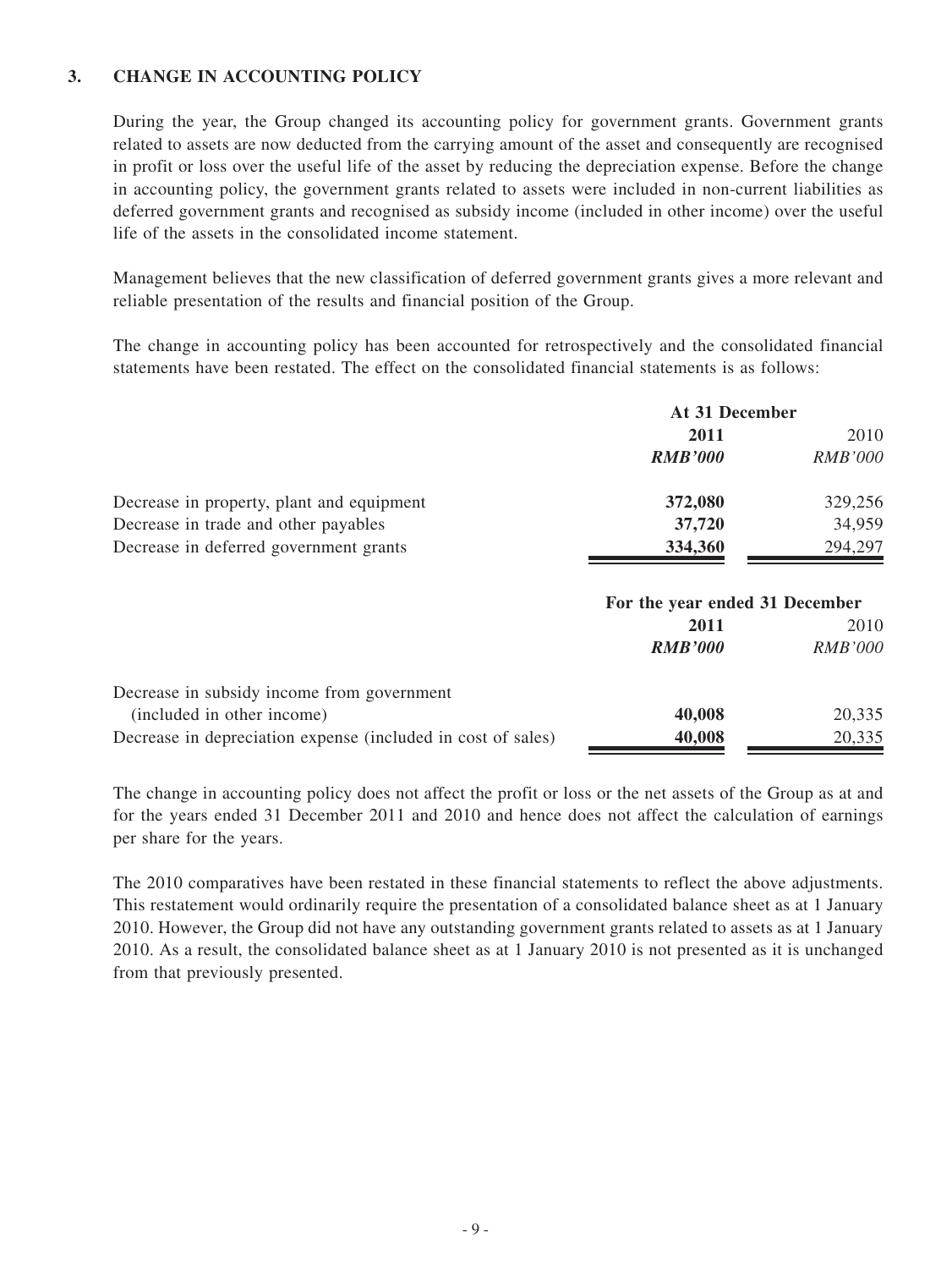## 3. CHANGE IN ACCOUNTING POLICY

During the year, the Group changed its accounting policy for government grants. Government grants related to assets are now deducted from the carrying amount of the asset and consequently are recognised in profit or loss over the useful life of the asset by reducing the depreciation expense. Before the change in accounting policy, the government grants related to assets were included in non-current liabilities as deferred government grants and recognised as subsidy income (included in other income) over the useful life of the assets in the consolidated income statement.

Management believes that the new classification of deferred government grants gives a more relevant and reliable presentation of the results and financial position of the Group.

The change in accounting policy has been accounted for retrospectively and the consolidated financial statements have been restated. The effect on the consolidated financial statements is as follows:

| | At 31 December | |
|---|---|---|
| | **2011** | 2010 |
| | ***RMB'000*** | *RMB'000* |
| Decrease in property, plant and equipment | **372,080** | 329,256 |
| Decrease in trade and other payables | **37,720** | 34,959 |
| Decrease in deferred government grants | **334,360** | 294,297 |

| | For the year ended 31 December | |
|---|---|---|
| | **2011** | 2010 |
| | ***RMB'000*** | *RMB'000* |
| Decrease in subsidy income from government (included in other income) | **40,008** | 20,335 |
| Decrease in depreciation expense (included in cost of sales) | **40,008** | 20,335 |

The change in accounting policy does not affect the profit or loss or the net assets of the Group as at and for the years ended 31 December 2011 and 2010 and hence does not affect the calculation of earnings per share for the years.

The 2010 comparatives have been restated in these financial statements to reflect the above adjustments. This restatement would ordinarily require the presentation of a consolidated balance sheet as at 1 January 2010. However, the Group did not have any outstanding government grants related to assets as at 1 January 2010. As a result, the consolidated balance sheet as at 1 January 2010 is not presented as it is unchanged from that previously presented.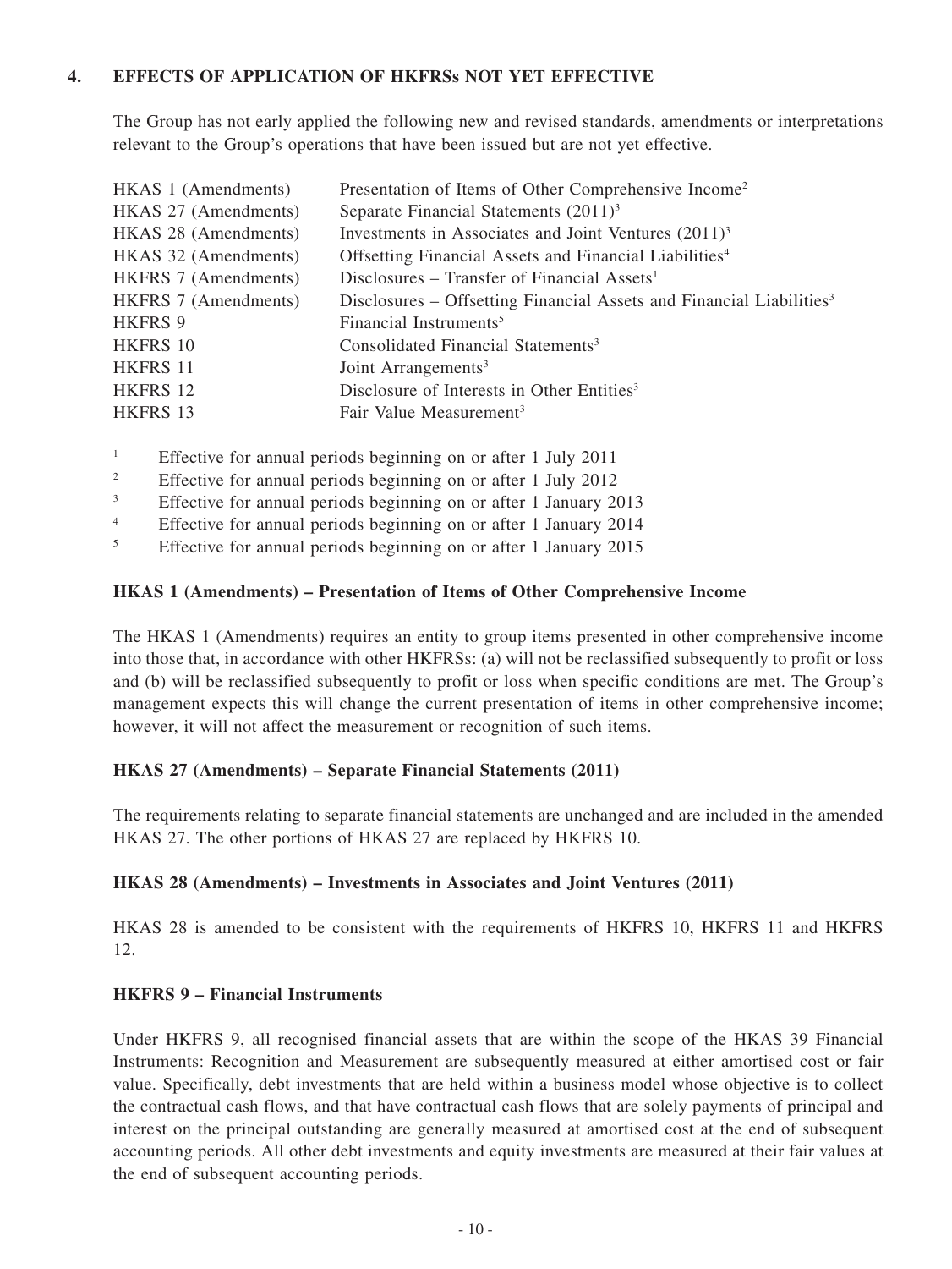## 4. EFFECTS OF APPLICATION OF HKFRSs NOT YET EFFECTIVE

The Group has not early applied the following new and revised standards, amendments or interpretations relevant to the Group's operations that have been issued but are not yet effective.

| | |
|---|---|
| HKAS 1 (Amendments) | Presentation of Items of Other Comprehensive Income[2] |
| HKAS 27 (Amendments) | Separate Financial Statements (2011)[3] |
| HKAS 28 (Amendments) | Investments in Associates and Joint Ventures (2011)[3] |
| HKAS 32 (Amendments) | Offsetting Financial Assets and Financial Liabilities[4] |
| HKFRS 7 (Amendments) | Disclosures – Transfer of Financial Assets[1] |
| HKFRS 7 (Amendments) | Disclosures – Offsetting Financial Assets and Financial Liabilities[3] |
| HKFRS 9 | Financial Instruments[5] |
| HKFRS 10 | Consolidated Financial Statements[3] |
| HKFRS 11 | Joint Arrangements[3] |
| HKFRS 12 | Disclosure of Interests in Other Entities[3] |
| HKFRS 13 | Fair Value Measurement[3] |

[1] Effective for annual periods beginning on or after 1 July 2011

[2] Effective for annual periods beginning on or after 1 July 2012

[3] Effective for annual periods beginning on or after 1 January 2013

[4] Effective for annual periods beginning on or after 1 January 2014

[5] Effective for annual periods beginning on or after 1 January 2015

### HKAS 1 (Amendments) – Presentation of Items of Other Comprehensive Income

The HKAS 1 (Amendments) requires an entity to group items presented in other comprehensive income into those that, in accordance with other HKFRSs: (a) will not be reclassified subsequently to profit or loss and (b) will be reclassified subsequently to profit or loss when specific conditions are met. The Group's management expects this will change the current presentation of items in other comprehensive income; however, it will not affect the measurement or recognition of such items.

### HKAS 27 (Amendments) – Separate Financial Statements (2011)

The requirements relating to separate financial statements are unchanged and are included in the amended HKAS 27. The other portions of HKAS 27 are replaced by HKFRS 10.

### HKAS 28 (Amendments) – Investments in Associates and Joint Ventures (2011)

HKAS 28 is amended to be consistent with the requirements of HKFRS 10, HKFRS 11 and HKFRS 12.

### HKFRS 9 – Financial Instruments

Under HKFRS 9, all recognised financial assets that are within the scope of the HKAS 39 Financial Instruments: Recognition and Measurement are subsequently measured at either amortised cost or fair value. Specifically, debt investments that are held within a business model whose objective is to collect the contractual cash flows, and that have contractual cash flows that are solely payments of principal and interest on the principal outstanding are generally measured at amortised cost at the end of subsequent accounting periods. All other debt investments and equity investments are measured at their fair values at the end of subsequent accounting periods.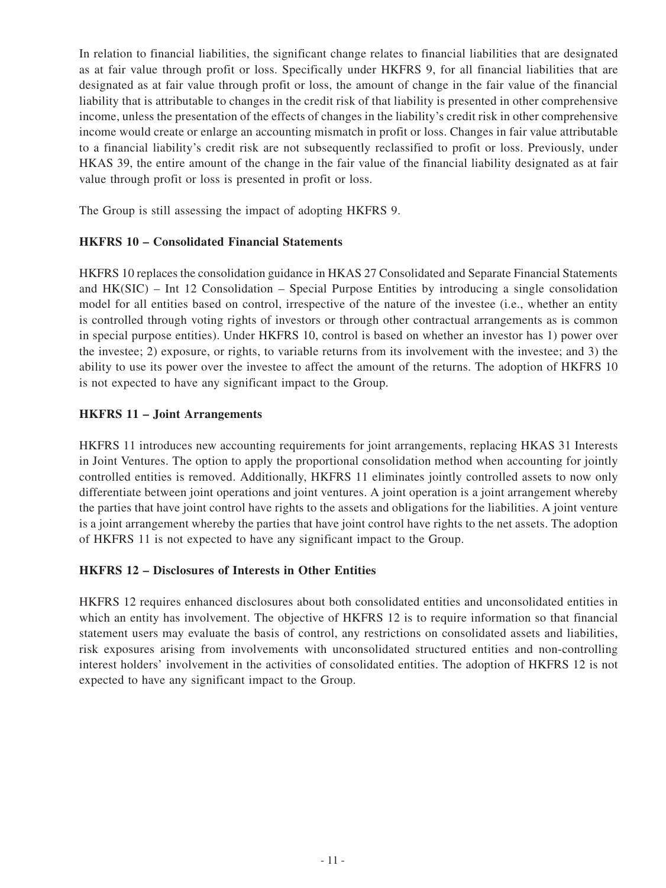In relation to financial liabilities, the significant change relates to financial liabilities that are designated as at fair value through profit or loss. Specifically under HKFRS 9, for all financial liabilities that are designated as at fair value through profit or loss, the amount of change in the fair value of the financial liability that is attributable to changes in the credit risk of that liability is presented in other comprehensive income, unless the presentation of the effects of changes in the liability's credit risk in other comprehensive income would create or enlarge an accounting mismatch in profit or loss. Changes in fair value attributable to a financial liability's credit risk are not subsequently reclassified to profit or loss. Previously, under HKAS 39, the entire amount of the change in the fair value of the financial liability designated as at fair value through profit or loss is presented in profit or loss.

The Group is still assessing the impact of adopting HKFRS 9.

**HKFRS 10 – Consolidated Financial Statements**

HKFRS 10 replaces the consolidation guidance in HKAS 27 Consolidated and Separate Financial Statements and HK(SIC) – Int 12 Consolidation – Special Purpose Entities by introducing a single consolidation model for all entities based on control, irrespective of the nature of the investee (i.e., whether an entity is controlled through voting rights of investors or through other contractual arrangements as is common in special purpose entities). Under HKFRS 10, control is based on whether an investor has 1) power over the investee; 2) exposure, or rights, to variable returns from its involvement with the investee; and 3) the ability to use its power over the investee to affect the amount of the returns. The adoption of HKFRS 10 is not expected to have any significant impact to the Group.

**HKFRS 11 – Joint Arrangements**

HKFRS 11 introduces new accounting requirements for joint arrangements, replacing HKAS 31 Interests in Joint Ventures. The option to apply the proportional consolidation method when accounting for jointly controlled entities is removed. Additionally, HKFRS 11 eliminates jointly controlled assets to now only differentiate between joint operations and joint ventures. A joint operation is a joint arrangement whereby the parties that have joint control have rights to the assets and obligations for the liabilities. A joint venture is a joint arrangement whereby the parties that have joint control have rights to the net assets. The adoption of HKFRS 11 is not expected to have any significant impact to the Group.

**HKFRS 12 – Disclosures of Interests in Other Entities**

HKFRS 12 requires enhanced disclosures about both consolidated entities and unconsolidated entities in which an entity has involvement. The objective of HKFRS 12 is to require information so that financial statement users may evaluate the basis of control, any restrictions on consolidated assets and liabilities, risk exposures arising from involvements with unconsolidated structured entities and non-controlling interest holders' involvement in the activities of consolidated entities. The adoption of HKFRS 12 is not expected to have any significant impact to the Group.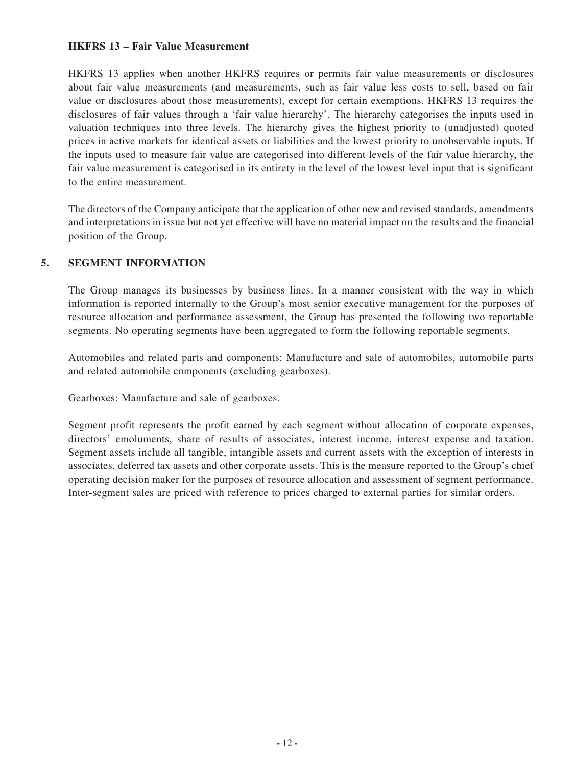### HKFRS 13 – Fair Value Measurement

HKFRS 13 applies when another HKFRS requires or permits fair value measurements or disclosures about fair value measurements (and measurements, such as fair value less costs to sell, based on fair value or disclosures about those measurements), except for certain exemptions. HKFRS 13 requires the disclosures of fair values through a 'fair value hierarchy'. The hierarchy categorises the inputs used in valuation techniques into three levels. The hierarchy gives the highest priority to (unadjusted) quoted prices in active markets for identical assets or liabilities and the lowest priority to unobservable inputs. If the inputs used to measure fair value are categorised into different levels of the fair value hierarchy, the fair value measurement is categorised in its entirety in the level of the lowest level input that is significant to the entire measurement.

The directors of the Company anticipate that the application of other new and revised standards, amendments and interpretations in issue but not yet effective will have no material impact on the results and the financial position of the Group.

## 5. SEGMENT INFORMATION

The Group manages its businesses by business lines. In a manner consistent with the way in which information is reported internally to the Group's most senior executive management for the purposes of resource allocation and performance assessment, the Group has presented the following two reportable segments. No operating segments have been aggregated to form the following reportable segments.

Automobiles and related parts and components: Manufacture and sale of automobiles, automobile parts and related automobile components (excluding gearboxes).

Gearboxes: Manufacture and sale of gearboxes.

Segment profit represents the profit earned by each segment without allocation of corporate expenses, directors' emoluments, share of results of associates, interest income, interest expense and taxation. Segment assets include all tangible, intangible assets and current assets with the exception of interests in associates, deferred tax assets and other corporate assets. This is the measure reported to the Group's chief operating decision maker for the purposes of resource allocation and assessment of segment performance. Inter-segment sales are priced with reference to prices charged to external parties for similar orders.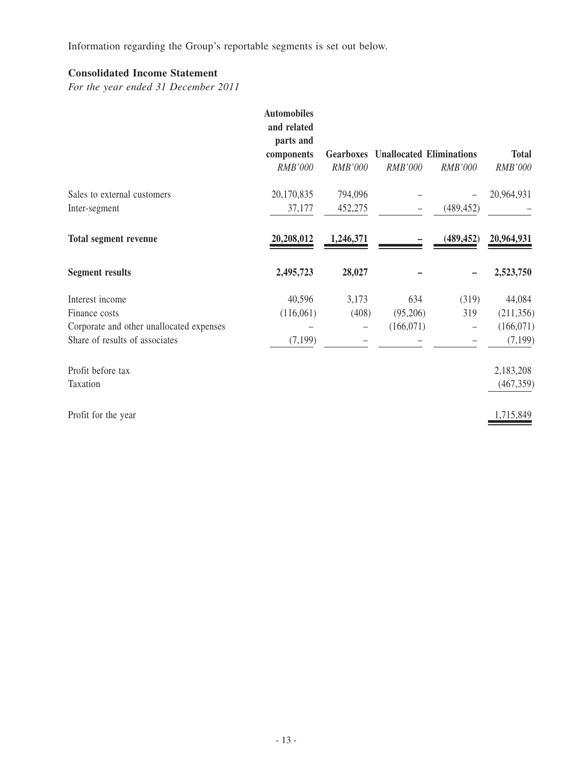Information regarding the Group's reportable segments is set out below.

**Consolidated Income Statement**

*For the year ended 31 December 2011*

| | Automobiles and related parts and components | Gearboxes | Unallocated | Eliminations | Total |
|---|---|---|---|---|---|
| | *RMB'000* | *RMB'000* | *RMB'000* | *RMB'000* | *RMB'000* |
| Sales to external customers | 20,170,835 | 794,096 | – | – | 20,964,931 |
| Inter-segment | 37,177 | 452,275 | – | (489,452) | – |
| **Total segment revenue** | **20,208,012** | **1,246,371** | **–** | **(489,452)** | **20,964,931** |
| **Segment results** | **2,495,723** | **28,027** | **–** | **–** | **2,523,750** |
| Interest income | 40,596 | 3,173 | 634 | (319) | 44,084 |
| Finance costs | (116,061) | (408) | (95,206) | 319 | (211,356) |
| Corporate and other unallocated expenses | – | – | (166,071) | – | (166,071) |
| Share of results of associates | (7,199) | – | – | – | (7,199) |
| Profit before tax | | | | | 2,183,208 |
| Taxation | | | | | (467,359) |
| Profit for the year | | | | | 1,715,849 |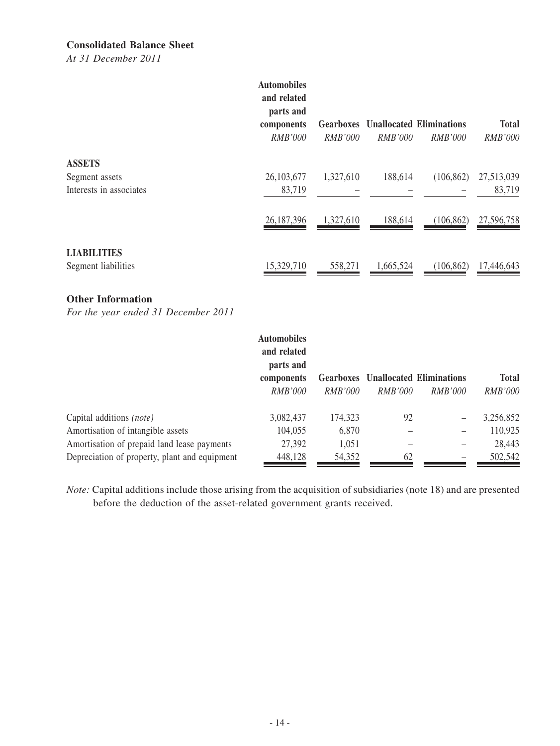**Consolidated Balance Sheet**

*At 31 December 2011*

| | Automobiles and related parts and components | Gearboxes | Unallocated | Eliminations | Total |
|---|---|---|---|---|---|
| | *RMB'000* | *RMB'000* | *RMB'000* | *RMB'000* | *RMB'000* |
| **ASSETS** | | | | | |
| Segment assets | 26,103,677 | 1,327,610 | 188,614 | (106,862) | 27,513,039 |
| Interests in associates | 83,719 | – | – | – | 83,719 |
| | 26,187,396 | 1,327,610 | 188,614 | (106,862) | 27,596,758 |
| **LIABILITIES** | | | | | |
| Segment liabilities | 15,329,710 | 558,271 | 1,665,524 | (106,862) | 17,446,643 |

**Other Information**

*For the year ended 31 December 2011*

| | Automobiles and related parts and components | Gearboxes | Unallocated | Eliminations | Total |
|---|---|---|---|---|---|
| | *RMB'000* | *RMB'000* | *RMB'000* | *RMB'000* | *RMB'000* |
| Capital additions *(note)* | 3,082,437 | 174,323 | 92 | – | 3,256,852 |
| Amortisation of intangible assets | 104,055 | 6,870 | – | – | 110,925 |
| Amortisation of prepaid land lease payments | 27,392 | 1,051 | – | – | 28,443 |
| Depreciation of property, plant and equipment | 448,128 | 54,352 | 62 | – | 502,542 |

*Note:* Capital additions include those arising from the acquisition of subsidiaries (note 18) and are presented before the deduction of the asset-related government grants received.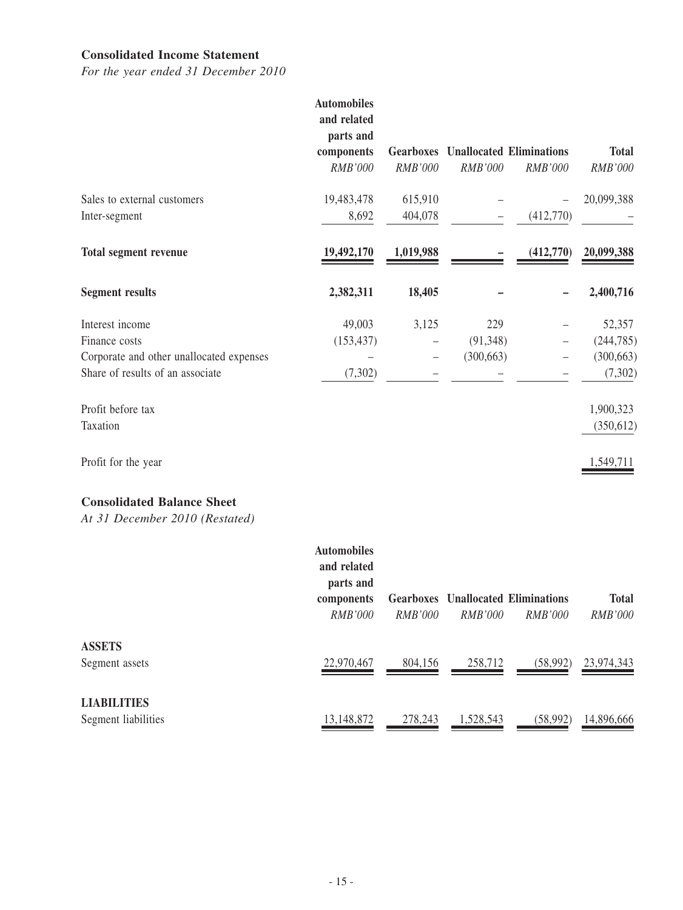### Consolidated Income Statement

*For the year ended 31 December 2010*

| | Automobiles and related parts and components | Gearboxes | Unallocated | Eliminations | Total |
|---|---|---|---|---|---|
| | *RMB'000* | *RMB'000* | *RMB'000* | *RMB'000* | *RMB'000* |
| Sales to external customers | 19,483,478 | 615,910 | – | – | 20,099,388 |
| Inter-segment | 8,692 | 404,078 | – | (412,770) | – |
| **Total segment revenue** | **19,492,170** | **1,019,988** | **–** | **(412,770)** | **20,099,388** |
| **Segment results** | **2,382,311** | **18,405** | **–** | **–** | **2,400,716** |
| Interest income | 49,003 | 3,125 | 229 | – | 52,357 |
| Finance costs | (153,437) | – | (91,348) | – | (244,785) |
| Corporate and other unallocated expenses | – | – | (300,663) | – | (300,663) |
| Share of results of an associate | (7,302) | – | – | – | (7,302) |
| Profit before tax | | | | | 1,900,323 |
| Taxation | | | | | (350,612) |
| Profit for the year | | | | | 1,549,711 |

### Consolidated Balance Sheet

*At 31 December 2010 (Restated)*

| | Automobiles and related parts and components | Gearboxes | Unallocated | Eliminations | Total |
|---|---|---|---|---|---|
| | *RMB'000* | *RMB'000* | *RMB'000* | *RMB'000* | *RMB'000* |
| **ASSETS** | | | | | |
| Segment assets | 22,970,467 | 804,156 | 258,712 | (58,992) | 23,974,343 |
| **LIABILITIES** | | | | | |
| Segment liabilities | 13,148,872 | 278,243 | 1,528,543 | (58,992) | 14,896,666 |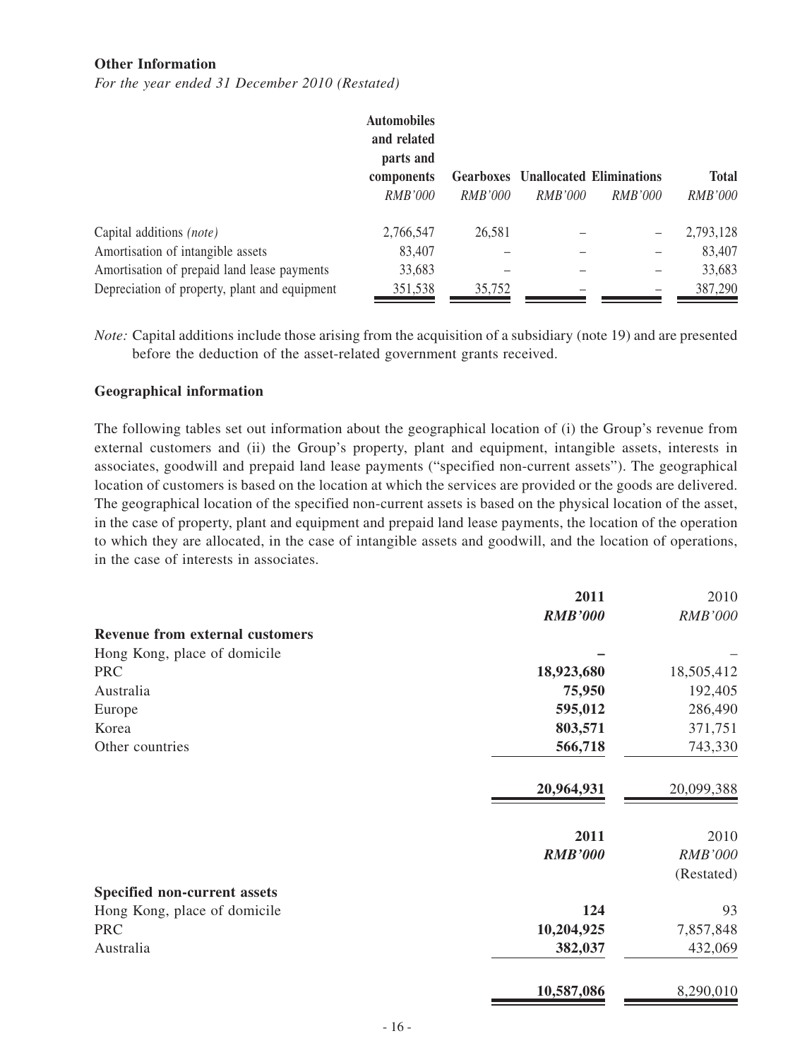**Other Information**

*For the year ended 31 December 2010 (Restated)*

| | Automobiles and related parts and components | Gearboxes | Unallocated | Eliminations | Total |
|---|---|---|---|---|---|
| | *RMB'000* | *RMB'000* | *RMB'000* | *RMB'000* | *RMB'000* |
| Capital additions *(note)* | 2,766,547 | 26,581 | – | – | 2,793,128 |
| Amortisation of intangible assets | 83,407 | – | – | – | 83,407 |
| Amortisation of prepaid land lease payments | 33,683 | – | – | – | 33,683 |
| Depreciation of property, plant and equipment | 351,538 | 35,752 | – | – | 387,290 |

*Note:* Capital additions include those arising from the acquisition of a subsidiary (note 19) and are presented before the deduction of the asset-related government grants received.

**Geographical information**

The following tables set out information about the geographical location of (i) the Group's revenue from external customers and (ii) the Group's property, plant and equipment, intangible assets, interests in associates, goodwill and prepaid land lease payments ("specified non-current assets"). The geographical location of customers is based on the location at which the services are provided or the goods are delivered. The geographical location of the specified non-current assets is based on the physical location of the asset, in the case of property, plant and equipment and prepaid land lease payments, the location of the operation to which they are allocated, in the case of intangible assets and goodwill, and the location of operations, in the case of interests in associates.

| | **2011** | 2010 |
|---|---|---|
| | ***RMB'000*** | *RMB'000* |
| **Revenue from external customers** | | |
| Hong Kong, place of domicile | **–** | – |
| PRC | **18,923,680** | 18,505,412 |
| Australia | **75,950** | 192,405 |
| Europe | **595,012** | 286,490 |
| Korea | **803,571** | 371,751 |
| Other countries | **566,718** | 743,330 |
| | **20,964,931** | 20,099,388 |

| | **2011** | 2010 |
|---|---|---|
| | ***RMB'000*** | *RMB'000* |
| | | (Restated) |
| **Specified non-current assets** | | |
| Hong Kong, place of domicile | **124** | 93 |
| PRC | **10,204,925** | 7,857,848 |
| Australia | **382,037** | 432,069 |
| | **10,587,086** | 8,290,010 |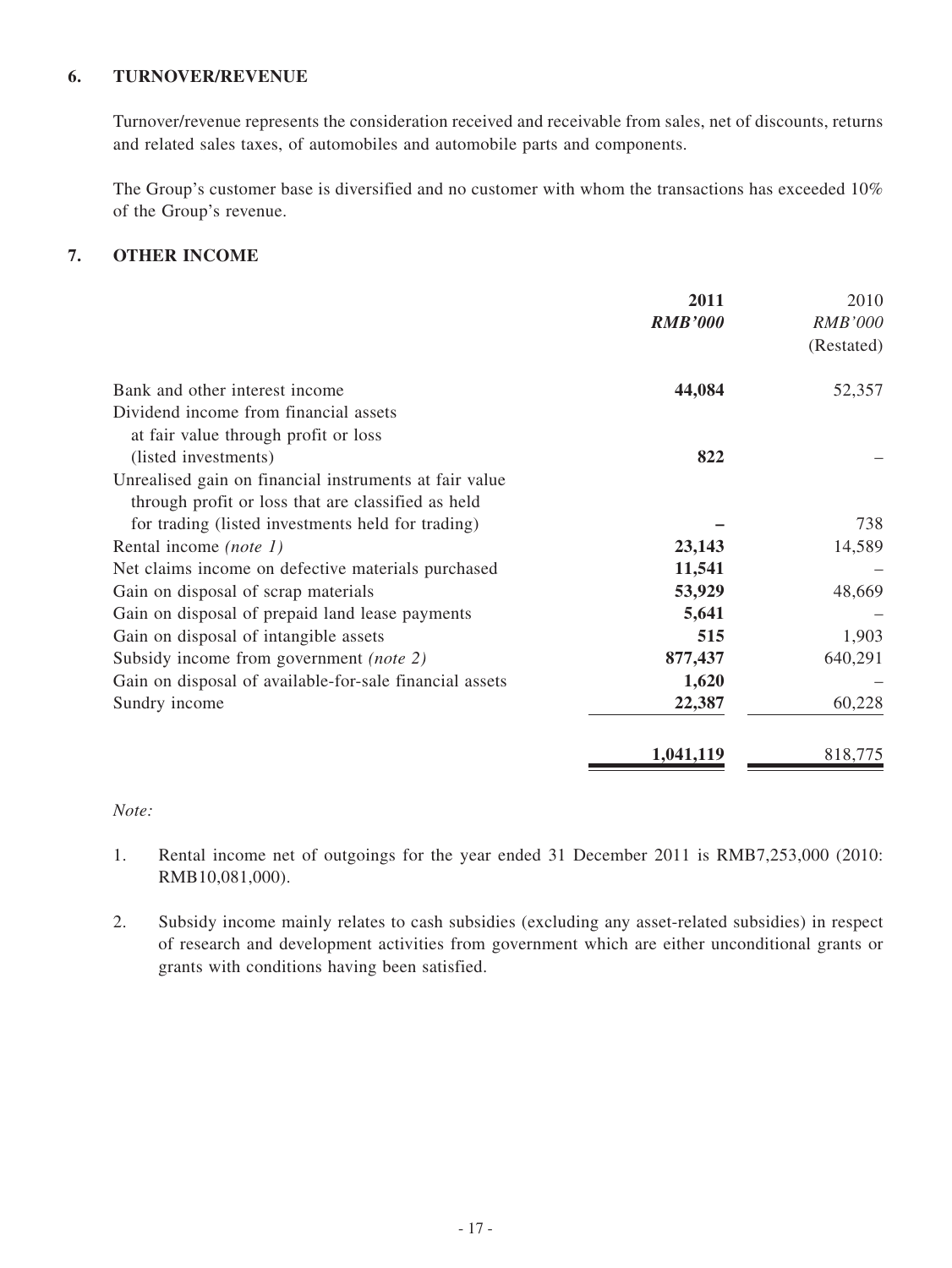### 6. TURNOVER/REVENUE

Turnover/revenue represents the consideration received and receivable from sales, net of discounts, returns and related sales taxes, of automobiles and automobile parts and components.

The Group's customer base is diversified and no customer with whom the transactions has exceeded 10% of the Group's revenue.

### 7. OTHER INCOME

| | **2011** | 2010 |
|---|---|---|
| | ***RMB'000*** | *RMB'000* |
| | | (Restated) |
| Bank and other interest income | **44,084** | 52,357 |
| Dividend income from financial assets at fair value through profit or loss (listed investments) | **822** | – |
| Unrealised gain on financial instruments at fair value through profit or loss that are classified as held for trading (listed investments held for trading) | **–** | 738 |
| Rental income *(note 1)* | **23,143** | 14,589 |
| Net claims income on defective materials purchased | **11,541** | – |
| Gain on disposal of scrap materials | **53,929** | 48,669 |
| Gain on disposal of prepaid land lease payments | **5,641** | – |
| Gain on disposal of intangible assets | **515** | 1,903 |
| Subsidy income from government *(note 2)* | **877,437** | 640,291 |
| Gain on disposal of available-for-sale financial assets | **1,620** | – |
| Sundry income | **22,387** | 60,228 |
| | **1,041,119** | 818,775 |

*Note:*

1. Rental income net of outgoings for the year ended 31 December 2011 is RMB7,253,000 (2010: RMB10,081,000).

2. Subsidy income mainly relates to cash subsidies (excluding any asset-related subsidies) in respect of research and development activities from government which are either unconditional grants or grants with conditions having been satisfied.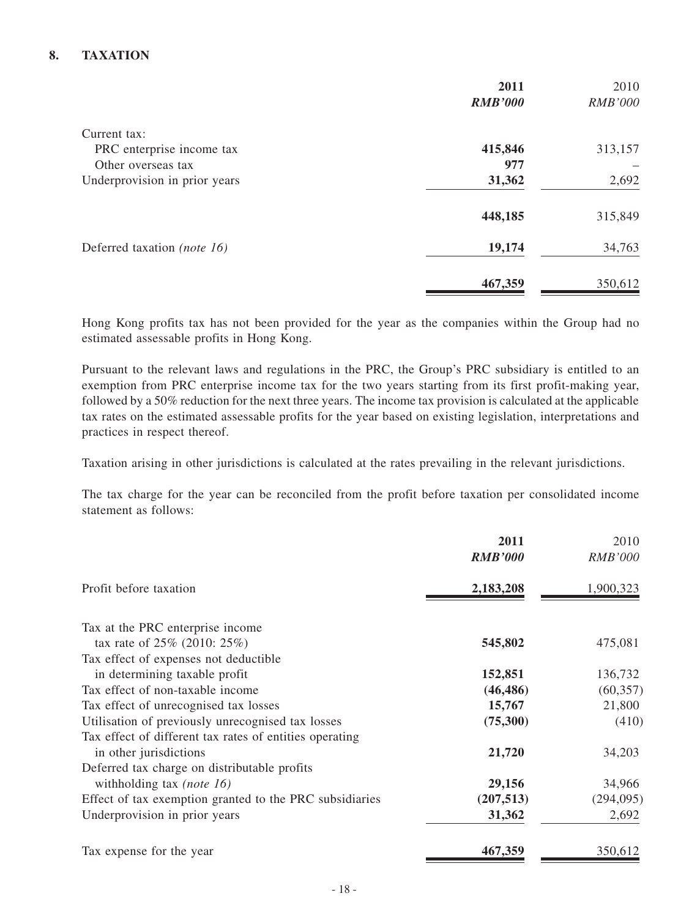## 8. TAXATION

| | 2011 | 2010 |
|---|---|---|
| | ***RMB'000*** | *RMB'000* |
| Current tax: | | |
| PRC enterprise income tax | **415,846** | 313,157 |
| Other overseas tax | **977** | – |
| Underprovision in prior years | **31,362** | 2,692 |
| | **448,185** | 315,849 |
| Deferred taxation *(note 16)* | **19,174** | 34,763 |
| | **467,359** | 350,612 |

Hong Kong profits tax has not been provided for the year as the companies within the Group had no estimated assessable profits in Hong Kong.

Pursuant to the relevant laws and regulations in the PRC, the Group's PRC subsidiary is entitled to an exemption from PRC enterprise income tax for the two years starting from its first profit-making year, followed by a 50% reduction for the next three years. The income tax provision is calculated at the applicable tax rates on the estimated assessable profits for the year based on existing legislation, interpretations and practices in respect thereof.

Taxation arising in other jurisdictions is calculated at the rates prevailing in the relevant jurisdictions.

The tax charge for the year can be reconciled from the profit before taxation per consolidated income statement as follows:

| | 2011 | 2010 |
|---|---|---|
| | ***RMB'000*** | *RMB'000* |
| Profit before taxation | **2,183,208** | 1,900,323 |
| Tax at the PRC enterprise income tax rate of 25% (2010: 25%) | **545,802** | 475,081 |
| Tax effect of expenses not deductible in determining taxable profit | **152,851** | 136,732 |
| Tax effect of non-taxable income | **(46,486)** | (60,357) |
| Tax effect of unrecognised tax losses | **15,767** | 21,800 |
| Utilisation of previously unrecognised tax losses | **(75,300)** | (410) |
| Tax effect of different tax rates of entities operating in other jurisdictions | **21,720** | 34,203 |
| Deferred tax charge on distributable profits withholding tax *(note 16)* | **29,156** | 34,966 |
| Effect of tax exemption granted to the PRC subsidiaries | **(207,513)** | (294,095) |
| Underprovision in prior years | **31,362** | 2,692 |
| Tax expense for the year | **467,359** | 350,612 |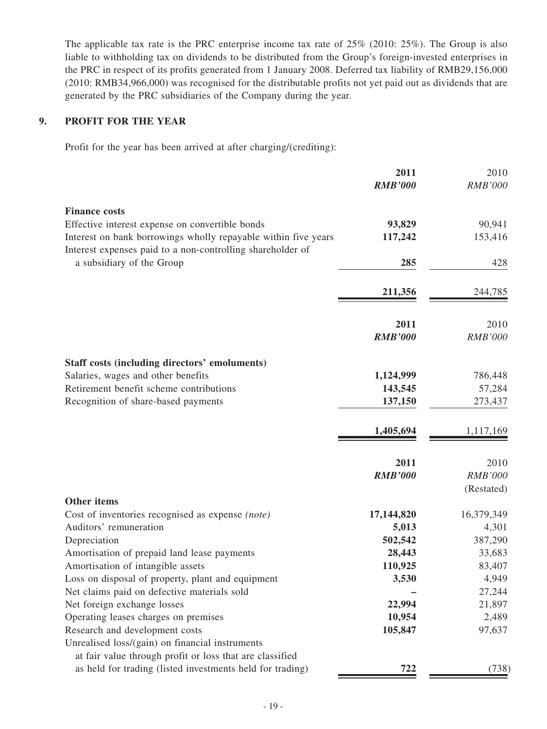The applicable tax rate is the PRC enterprise income tax rate of 25% (2010: 25%). The Group is also liable to withholding tax on dividends to be distributed from the Group's foreign-invested enterprises in the PRC in respect of its profits generated from 1 January 2008. Deferred tax liability of RMB29,156,000 (2010: RMB34,966,000) was recognised for the distributable profits not yet paid out as dividends that are generated by the PRC subsidiaries of the Company during the year.

## 9. PROFIT FOR THE YEAR

Profit for the year has been arrived at after charging/(crediting):

| | **2011** | 2010 |
|---|---|---|
| | ***RMB'000*** | *RMB'000* |
| **Finance costs** | | |
| Effective interest expense on convertible bonds | **93,829** | 90,941 |
| Interest on bank borrowings wholly repayable within five years | **117,242** | 153,416 |
| Interest expenses paid to a non-controlling shareholder of a subsidiary of the Group | **285** | 428 |
| | **211,356** | 244,785 |

| | **2011** | 2010 |
|---|---|---|
| | ***RMB'000*** | *RMB'000* |
| **Staff costs (including directors' emoluments)** | | |
| Salaries, wages and other benefits | **1,124,999** | 786,448 |
| Retirement benefit scheme contributions | **143,545** | 57,284 |
| Recognition of share-based payments | **137,150** | 273,437 |
| | **1,405,694** | 1,117,169 |

| | **2011** | 2010 |
|---|---|---|
| | ***RMB'000*** | *RMB'000* |
| | | (Restated) |
| **Other items** | | |
| Cost of inventories recognised as expense *(note)* | **17,144,820** | 16,379,349 |
| Auditors' remuneration | **5,013** | 4,301 |
| Depreciation | **502,542** | 387,290 |
| Amortisation of prepaid land lease payments | **28,443** | 33,683 |
| Amortisation of intangible assets | **110,925** | 83,407 |
| Loss on disposal of property, plant and equipment | **3,530** | 4,949 |
| Net claims paid on defective materials sold | **–** | 27,244 |
| Net foreign exchange losses | **22,994** | 21,897 |
| Operating leases charges on premises | **10,954** | 2,489 |
| Research and development costs | **105,847** | 97,637 |
| Unrealised loss/(gain) on financial instruments at fair value through profit or loss that are classified as held for trading (listed investments held for trading) | **722** | (738) |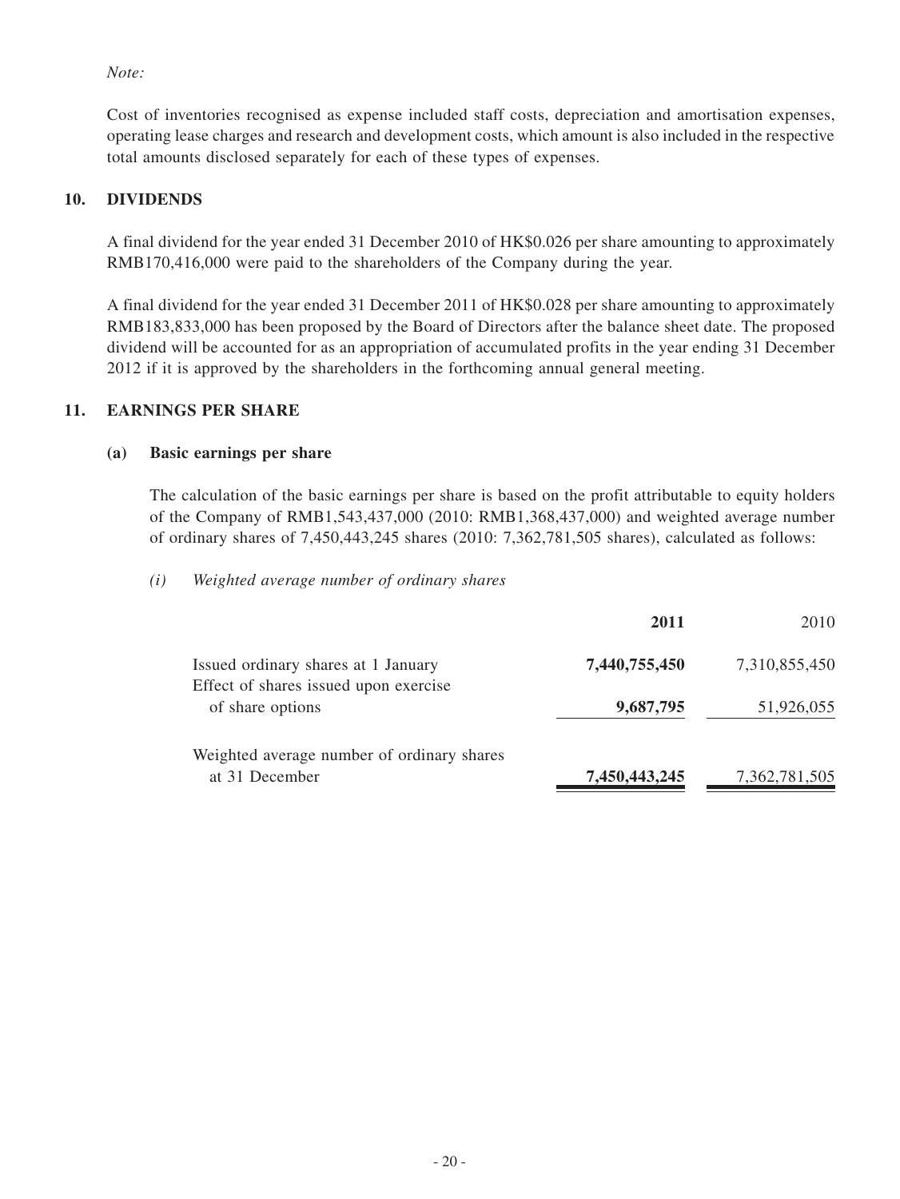*Note:*

Cost of inventories recognised as expense included staff costs, depreciation and amortisation expenses, operating lease charges and research and development costs, which amount is also included in the respective total amounts disclosed separately for each of these types of expenses.

## 10. DIVIDENDS

A final dividend for the year ended 31 December 2010 of HK$0.026 per share amounting to approximately RMB170,416,000 were paid to the shareholders of the Company during the year.

A final dividend for the year ended 31 December 2011 of HK$0.028 per share amounting to approximately RMB183,833,000 has been proposed by the Board of Directors after the balance sheet date. The proposed dividend will be accounted for as an appropriation of accumulated profits in the year ending 31 December 2012 if it is approved by the shareholders in the forthcoming annual general meeting.

## 11. EARNINGS PER SHARE

### (a) Basic earnings per share

The calculation of the basic earnings per share is based on the profit attributable to equity holders of the Company of RMB1,543,437,000 (2010: RMB1,368,437,000) and weighted average number of ordinary shares of 7,450,443,245 shares (2010: 7,362,781,505 shares), calculated as follows:

*(i) Weighted average number of ordinary shares*

| | **2011** | 2010 |
|---|---|---|
| Issued ordinary shares at 1 January | **7,440,755,450** | 7,310,855,450 |
| Effect of shares issued upon exercise of share options | **9,687,795** | 51,926,055 |
| Weighted average number of ordinary shares at 31 December | **7,450,443,245** | 7,362,781,505 |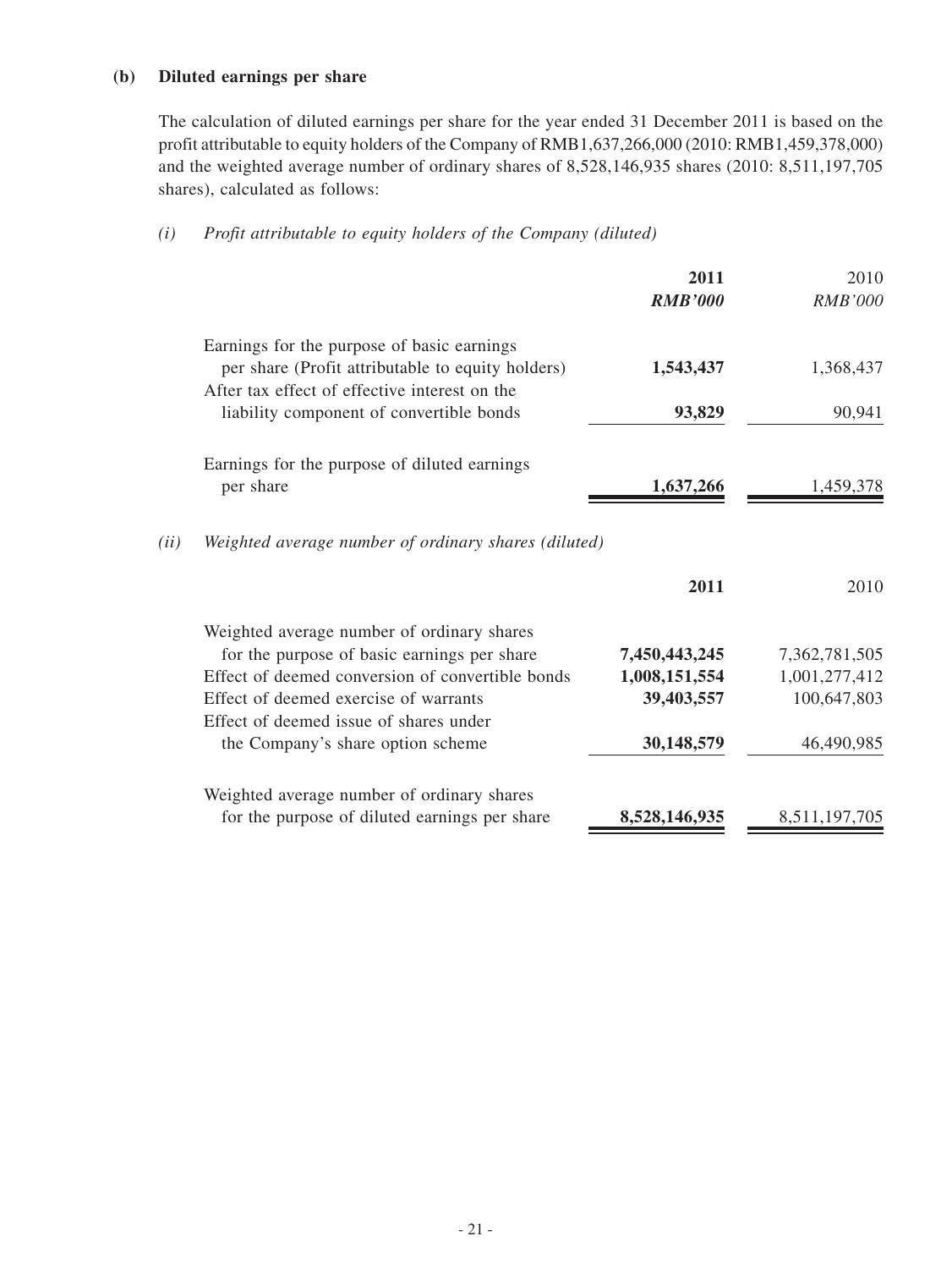**(b) Diluted earnings per share**

The calculation of diluted earnings per share for the year ended 31 December 2011 is based on the profit attributable to equity holders of the Company of RMB1,637,266,000 (2010: RMB1,459,378,000) and the weighted average number of ordinary shares of 8,528,146,935 shares (2010: 8,511,197,705 shares), calculated as follows:

*(i) Profit attributable to equity holders of the Company (diluted)*

| | **2011** | 2010 |
|---|---|---|
| | ***RMB'000*** | *RMB'000* |
| Earnings for the purpose of basic earnings per share (Profit attributable to equity holders) | **1,543,437** | 1,368,437 |
| After tax effect of effective interest on the liability component of convertible bonds | **93,829** | 90,941 |
| Earnings for the purpose of diluted earnings per share | **1,637,266** | 1,459,378 |

*(ii) Weighted average number of ordinary shares (diluted)*

| | **2011** | 2010 |
|---|---|---|
| Weighted average number of ordinary shares for the purpose of basic earnings per share | **7,450,443,245** | 7,362,781,505 |
| Effect of deemed conversion of convertible bonds | **1,008,151,554** | 1,001,277,412 |
| Effect of deemed exercise of warrants | **39,403,557** | 100,647,803 |
| Effect of deemed issue of shares under the Company's share option scheme | **30,148,579** | 46,490,985 |
| Weighted average number of ordinary shares for the purpose of diluted earnings per share | **8,528,146,935** | 8,511,197,705 |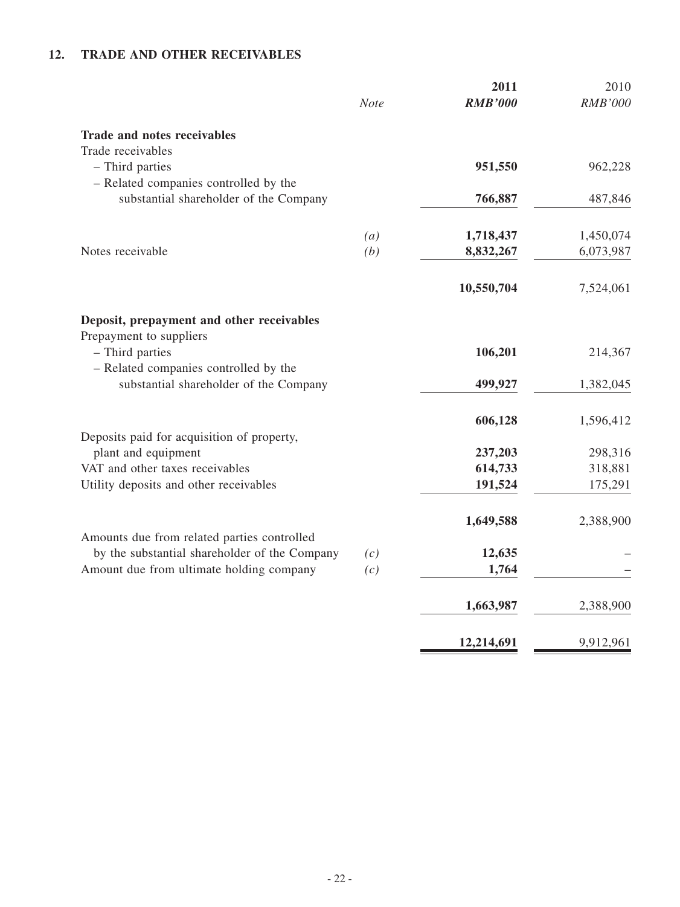## 12. TRADE AND OTHER RECEIVABLES

| | *Note* | **2011** | 2010 |
|---|---|---|---|
| | | ***RMB'000*** | *RMB'000* |
| **Trade and notes receivables** | | | |
| Trade receivables | | | |
| – Third parties | | **951,550** | 962,228 |
| – Related companies controlled by the substantial shareholder of the Company | | **766,887** | 487,846 |
| | *(a)* | **1,718,437** | 1,450,074 |
| Notes receivable | *(b)* | **8,832,267** | 6,073,987 |
| | | **10,550,704** | 7,524,061 |
| **Deposit, prepayment and other receivables** | | | |
| Prepayment to suppliers | | | |
| – Third parties | | **106,201** | 214,367 |
| – Related companies controlled by the substantial shareholder of the Company | | **499,927** | 1,382,045 |
| | | **606,128** | 1,596,412 |
| Deposits paid for acquisition of property, plant and equipment | | **237,203** | 298,316 |
| VAT and other taxes receivables | | **614,733** | 318,881 |
| Utility deposits and other receivables | | **191,524** | 175,291 |
| | | **1,649,588** | 2,388,900 |
| Amounts due from related parties controlled by the substantial shareholder of the Company | *(c)* | **12,635** | – |
| Amount due from ultimate holding company | *(c)* | **1,764** | – |
| | | **1,663,987** | 2,388,900 |
| | | **12,214,691** | 9,912,961 |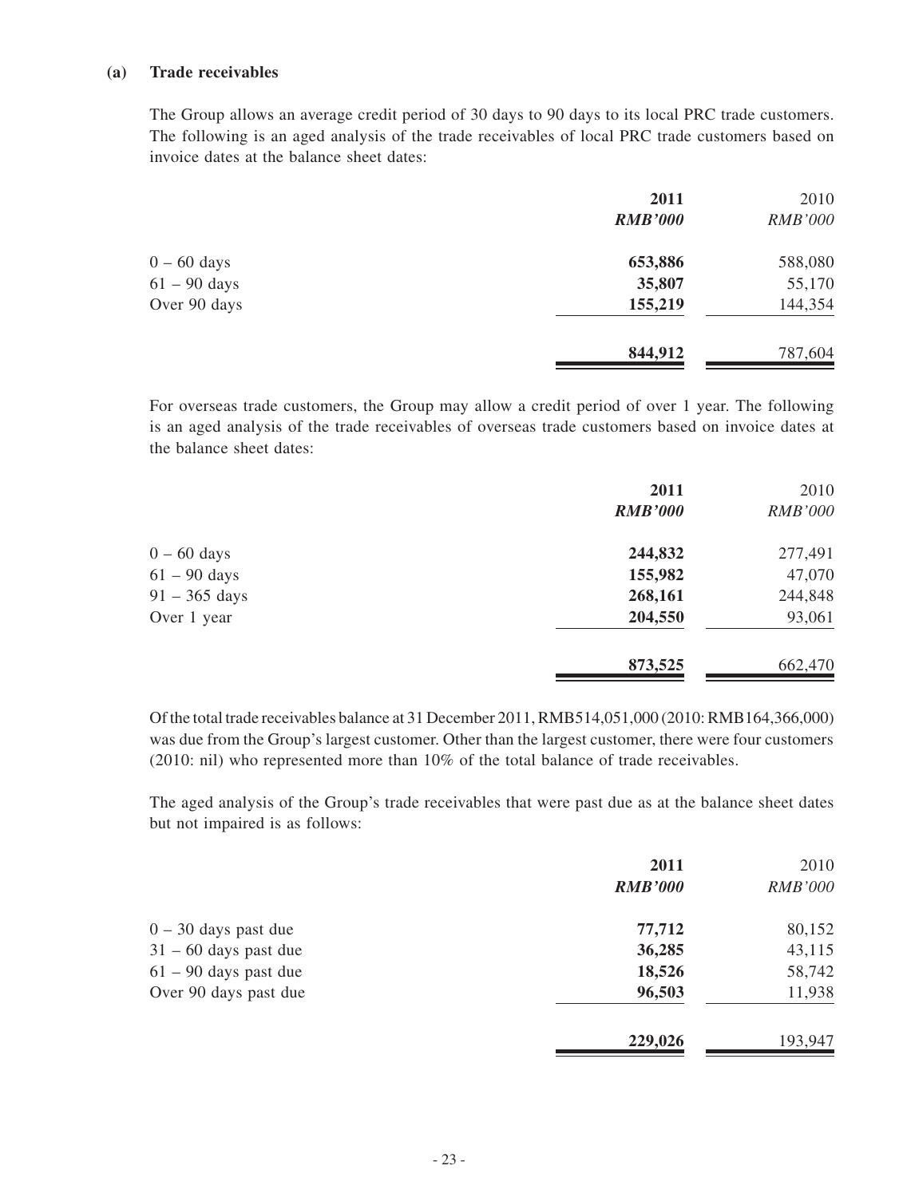### (a) Trade receivables

The Group allows an average credit period of 30 days to 90 days to its local PRC trade customers. The following is an aged analysis of the trade receivables of local PRC trade customers based on invoice dates at the balance sheet dates:

| | **2011** | 2010 |
|---|---|---|
| | ***RMB'000*** | *RMB'000* |
| 0 – 60 days | **653,886** | 588,080 |
| 61 – 90 days | **35,807** | 55,170 |
| Over 90 days | **155,219** | 144,354 |
| | **844,912** | 787,604 |

For overseas trade customers, the Group may allow a credit period of over 1 year. The following is an aged analysis of the trade receivables of overseas trade customers based on invoice dates at the balance sheet dates:

| | **2011** | 2010 |
|---|---|---|
| | ***RMB'000*** | *RMB'000* |
| 0 – 60 days | **244,832** | 277,491 |
| 61 – 90 days | **155,982** | 47,070 |
| 91 – 365 days | **268,161** | 244,848 |
| Over 1 year | **204,550** | 93,061 |
| | **873,525** | 662,470 |

Of the total trade receivables balance at 31 December 2011, RMB514,051,000 (2010: RMB164,366,000) was due from the Group's largest customer. Other than the largest customer, there were four customers (2010: nil) who represented more than 10% of the total balance of trade receivables.

The aged analysis of the Group's trade receivables that were past due as at the balance sheet dates but not impaired is as follows:

| | **2011** | 2010 |
|---|---|---|
| | ***RMB'000*** | *RMB'000* |
| 0 – 30 days past due | **77,712** | 80,152 |
| 31 – 60 days past due | **36,285** | 43,115 |
| 61 – 90 days past due | **18,526** | 58,742 |
| Over 90 days past due | **96,503** | 11,938 |
| | **229,026** | 193,947 |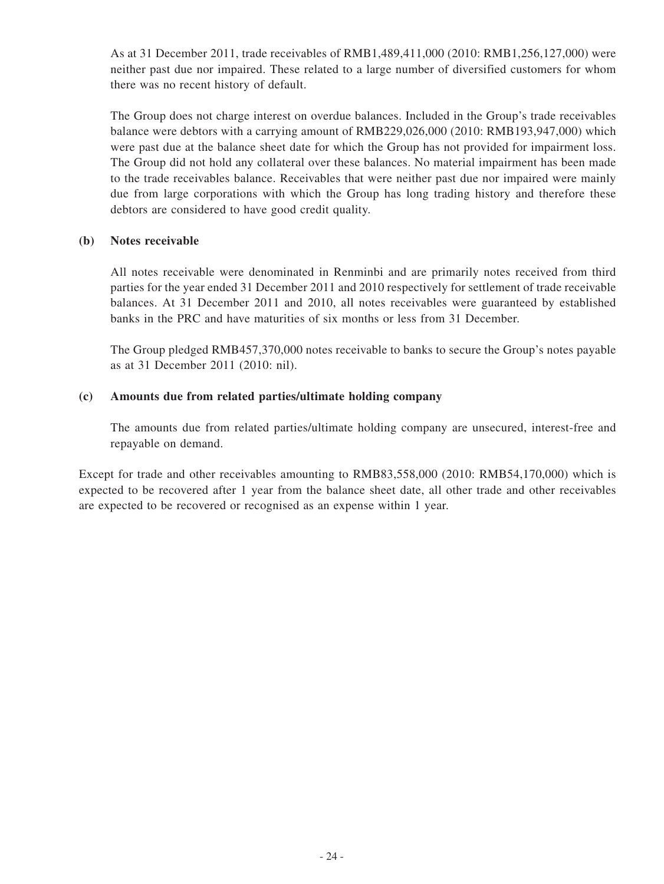As at 31 December 2011, trade receivables of RMB1,489,411,000 (2010: RMB1,256,127,000) were neither past due nor impaired. These related to a large number of diversified customers for whom there was no recent history of default.

The Group does not charge interest on overdue balances. Included in the Group's trade receivables balance were debtors with a carrying amount of RMB229,026,000 (2010: RMB193,947,000) which were past due at the balance sheet date for which the Group has not provided for impairment loss. The Group did not hold any collateral over these balances. No material impairment has been made to the trade receivables balance. Receivables that were neither past due nor impaired were mainly due from large corporations with which the Group has long trading history and therefore these debtors are considered to have good credit quality.

**(b) Notes receivable**

All notes receivable were denominated in Renminbi and are primarily notes received from third parties for the year ended 31 December 2011 and 2010 respectively for settlement of trade receivable balances. At 31 December 2011 and 2010, all notes receivables were guaranteed by established banks in the PRC and have maturities of six months or less from 31 December.

The Group pledged RMB457,370,000 notes receivable to banks to secure the Group's notes payable as at 31 December 2011 (2010: nil).

**(c) Amounts due from related parties/ultimate holding company**

The amounts due from related parties/ultimate holding company are unsecured, interest-free and repayable on demand.

Except for trade and other receivables amounting to RMB83,558,000 (2010: RMB54,170,000) which is expected to be recovered after 1 year from the balance sheet date, all other trade and other receivables are expected to be recovered or recognised as an expense within 1 year.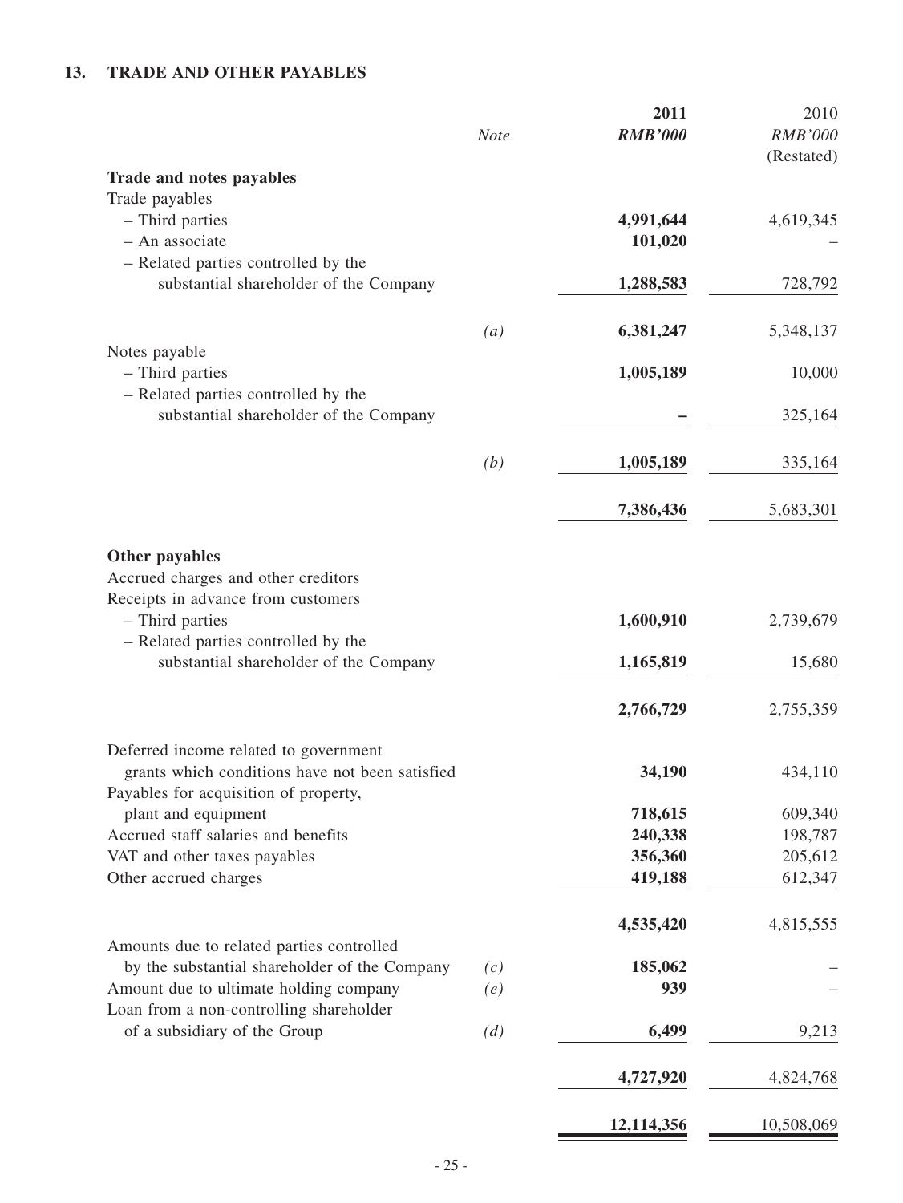## 13. TRADE AND OTHER PAYABLES

| | Note | 2011 *RMB'000* | 2010 *RMB'000* (Restated) |
|---|---|---|---|
| **Trade and notes payables** | | | |
| Trade payables | | | |
| – Third parties | | **4,991,644** | 4,619,345 |
| – An associate | | **101,020** | – |
| – Related parties controlled by the substantial shareholder of the Company | | **1,288,583** | 728,792 |
| | *(a)* | **6,381,247** | 5,348,137 |
| Notes payable | | | |
| – Third parties | | **1,005,189** | 10,000 |
| – Related parties controlled by the substantial shareholder of the Company | | **–** | 325,164 |
| | *(b)* | **1,005,189** | 335,164 |
| | | **7,386,436** | 5,683,301 |
| **Other payables** | | | |
| Accrued charges and other creditors | | | |
| Receipts in advance from customers | | | |
| – Third parties | | **1,600,910** | 2,739,679 |
| – Related parties controlled by the substantial shareholder of the Company | | **1,165,819** | 15,680 |
| | | **2,766,729** | 2,755,359 |
| Deferred income related to government grants which conditions have not been satisfied | | **34,190** | 434,110 |
| Payables for acquisition of property, plant and equipment | | **718,615** | 609,340 |
| Accrued staff salaries and benefits | | **240,338** | 198,787 |
| VAT and other taxes payables | | **356,360** | 205,612 |
| Other accrued charges | | **419,188** | 612,347 |
| | | **4,535,420** | 4,815,555 |
| Amounts due to related parties controlled by the substantial shareholder of the Company | *(c)* | **185,062** | – |
| Amount due to ultimate holding company | *(e)* | **939** | – |
| Loan from a non-controlling shareholder of a subsidiary of the Group | *(d)* | **6,499** | 9,213 |
| | | **4,727,920** | 4,824,768 |
| | | **12,114,356** | 10,508,069 |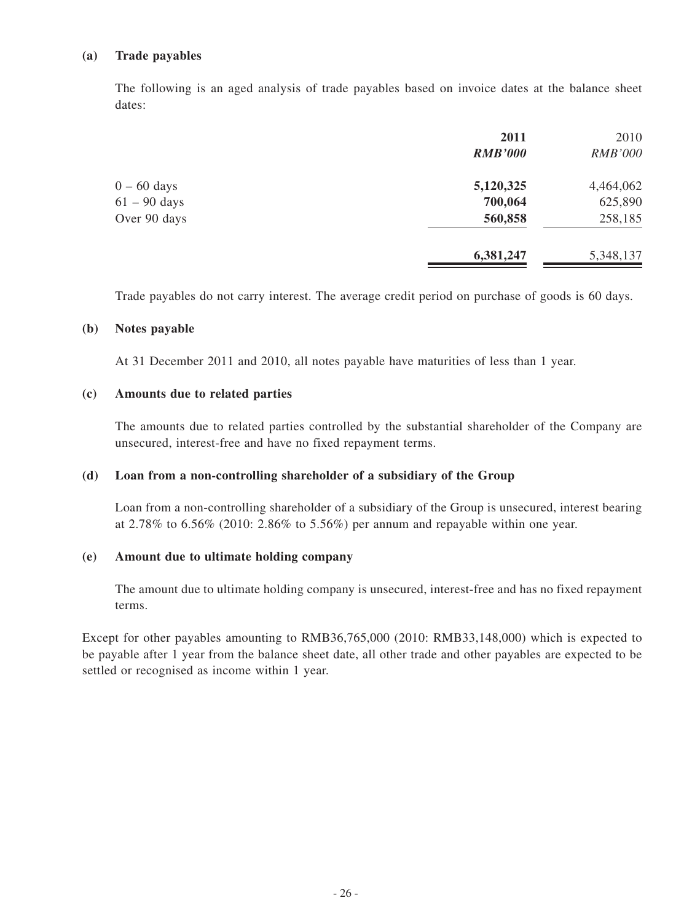**(a) Trade payables**

The following is an aged analysis of trade payables based on invoice dates at the balance sheet dates:

| | 2011 | 2010 |
|---|---|---|
| | *RMB'000* | *RMB'000* |
| 0 – 60 days | **5,120,325** | 4,464,062 |
| 61 – 90 days | **700,064** | 625,890 |
| Over 90 days | **560,858** | 258,185 |
| | **6,381,247** | 5,348,137 |

Trade payables do not carry interest. The average credit period on purchase of goods is 60 days.

**(b) Notes payable**

At 31 December 2011 and 2010, all notes payable have maturities of less than 1 year.

**(c) Amounts due to related parties**

The amounts due to related parties controlled by the substantial shareholder of the Company are unsecured, interest-free and have no fixed repayment terms.

**(d) Loan from a non-controlling shareholder of a subsidiary of the Group**

Loan from a non-controlling shareholder of a subsidiary of the Group is unsecured, interest bearing at 2.78% to 6.56% (2010: 2.86% to 5.56%) per annum and repayable within one year.

**(e) Amount due to ultimate holding company**

The amount due to ultimate holding company is unsecured, interest-free and has no fixed repayment terms.

Except for other payables amounting to RMB36,765,000 (2010: RMB33,148,000) which is expected to be payable after 1 year from the balance sheet date, all other trade and other payables are expected to be settled or recognised as income within 1 year.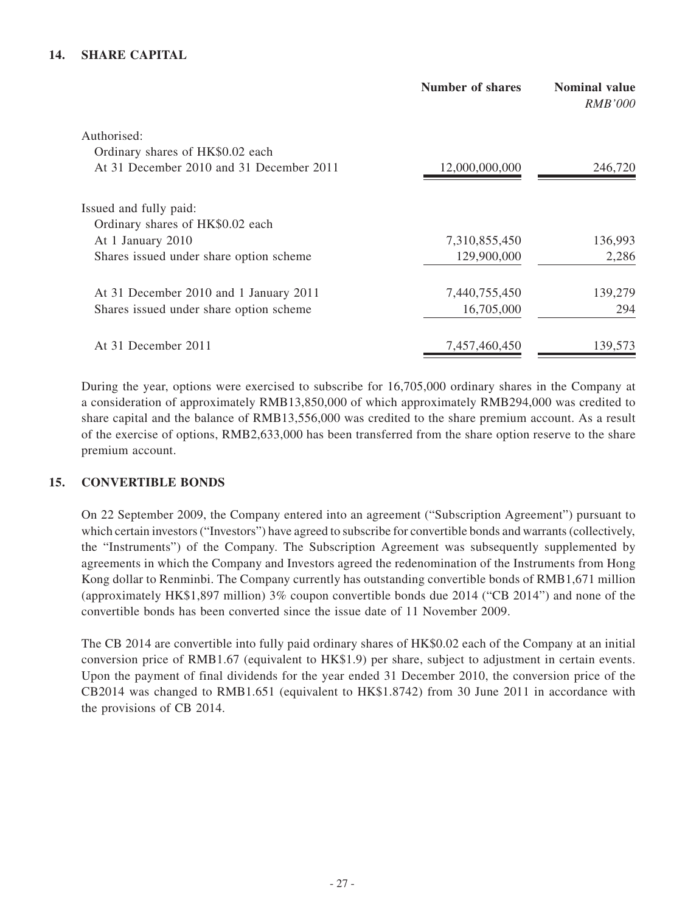## 14. SHARE CAPITAL

| | Number of shares | Nominal value *RMB'000* |
|---|---|---|
| Authorised: | | |
| Ordinary shares of HK$0.02 each | | |
| At 31 December 2010 and 31 December 2011 | 12,000,000,000 | 246,720 |
| Issued and fully paid: | | |
| Ordinary shares of HK$0.02 each | | |
| At 1 January 2010 | 7,310,855,450 | 136,993 |
| Shares issued under share option scheme | 129,900,000 | 2,286 |
| At 31 December 2010 and 1 January 2011 | 7,440,755,450 | 139,279 |
| Shares issued under share option scheme | 16,705,000 | 294 |
| At 31 December 2011 | 7,457,460,450 | 139,573 |

During the year, options were exercised to subscribe for 16,705,000 ordinary shares in the Company at a consideration of approximately RMB13,850,000 of which approximately RMB294,000 was credited to share capital and the balance of RMB13,556,000 was credited to the share premium account. As a result of the exercise of options, RMB2,633,000 has been transferred from the share option reserve to the share premium account.

## 15. CONVERTIBLE BONDS

On 22 September 2009, the Company entered into an agreement ("Subscription Agreement") pursuant to which certain investors ("Investors") have agreed to subscribe for convertible bonds and warrants (collectively, the "Instruments") of the Company. The Subscription Agreement was subsequently supplemented by agreements in which the Company and Investors agreed the redenomination of the Instruments from Hong Kong dollar to Renminbi. The Company currently has outstanding convertible bonds of RMB1,671 million (approximately HK$1,897 million) 3% coupon convertible bonds due 2014 ("CB 2014") and none of the convertible bonds has been converted since the issue date of 11 November 2009.

The CB 2014 are convertible into fully paid ordinary shares of HK$0.02 each of the Company at an initial conversion price of RMB1.67 (equivalent to HK$1.9) per share, subject to adjustment in certain events. Upon the payment of final dividends for the year ended 31 December 2010, the conversion price of the CB2014 was changed to RMB1.651 (equivalent to HK$1.8742) from 30 June 2011 in accordance with the provisions of CB 2014.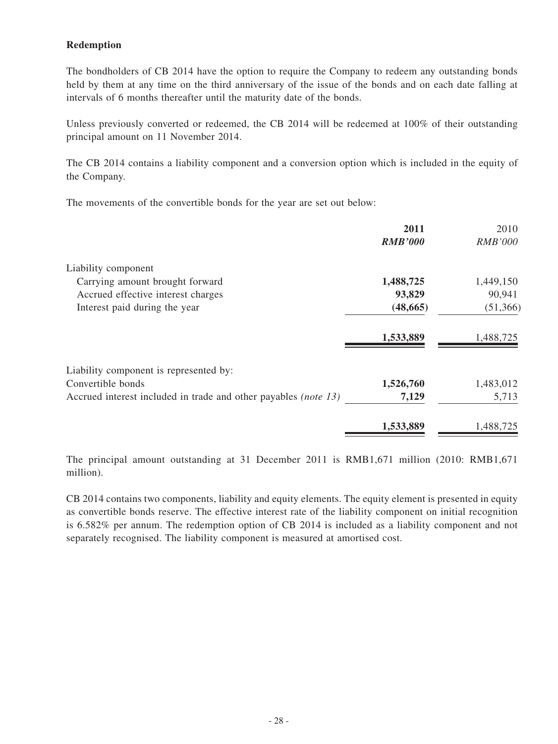**Redemption**

The bondholders of CB 2014 have the option to require the Company to redeem any outstanding bonds held by them at any time on the third anniversary of the issue of the bonds and on each date falling at intervals of 6 months thereafter until the maturity date of the bonds.

Unless previously converted or redeemed, the CB 2014 will be redeemed at 100% of their outstanding principal amount on 11 November 2014.

The CB 2014 contains a liability component and a conversion option which is included in the equity of the Company.

The movements of the convertible bonds for the year are set out below:

| | **2011** | 2010 |
|---|---|---|
| | ***RMB'000*** | *RMB'000* |
| Liability component | | |
| Carrying amount brought forward | **1,488,725** | 1,449,150 |
| Accrued effective interest charges | **93,829** | 90,941 |
| Interest paid during the year | **(48,665)** | (51,366) |
| | **1,533,889** | 1,488,725 |
| Liability component is represented by: | | |
| Convertible bonds | **1,526,760** | 1,483,012 |
| Accrued interest included in trade and other payables *(note 13)* | **7,129** | 5,713 |
| | **1,533,889** | 1,488,725 |

The principal amount outstanding at 31 December 2011 is RMB1,671 million (2010: RMB1,671 million).

CB 2014 contains two components, liability and equity elements. The equity element is presented in equity as convertible bonds reserve. The effective interest rate of the liability component on initial recognition is 6.582% per annum. The redemption option of CB 2014 is included as a liability component and not separately recognised. The liability component is measured at amortised cost.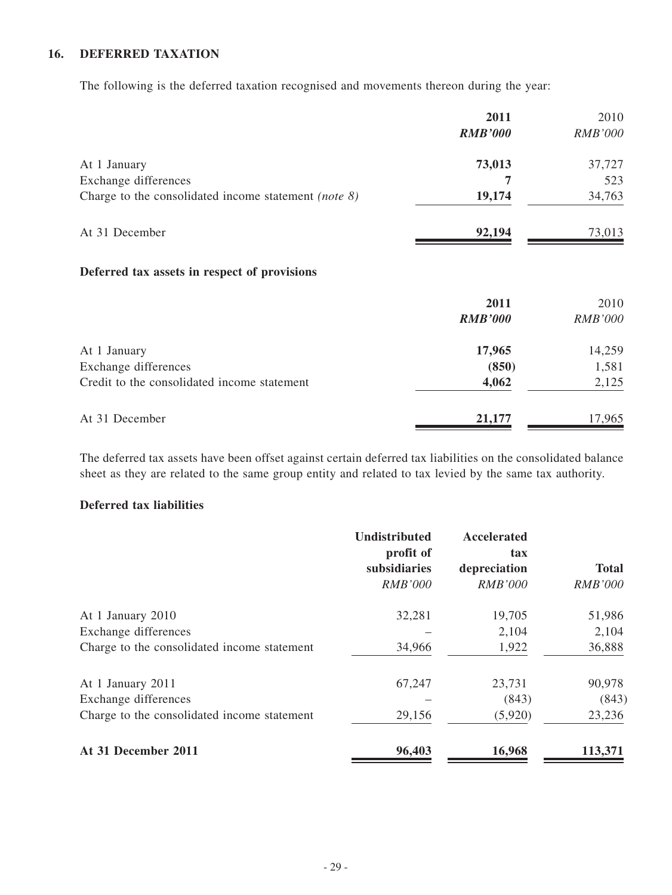## 16. DEFERRED TAXATION

The following is the deferred taxation recognised and movements thereon during the year:

| | **2011** | 2010 |
|---|---|---|
| | ***RMB'000*** | *RMB'000* |
| At 1 January | **73,013** | 37,727 |
| Exchange differences | **7** | 523 |
| Charge to the consolidated income statement *(note 8)* | **19,174** | 34,763 |
| At 31 December | **92,194** | 73,013 |

### Deferred tax assets in respect of provisions

| | **2011** | 2010 |
|---|---|---|
| | ***RMB'000*** | *RMB'000* |
| At 1 January | **17,965** | 14,259 |
| Exchange differences | **(850)** | 1,581 |
| Credit to the consolidated income statement | **4,062** | 2,125 |
| At 31 December | **21,177** | 17,965 |

The deferred tax assets have been offset against certain deferred tax liabilities on the consolidated balance sheet as they are related to the same group entity and related to tax levied by the same tax authority.

### Deferred tax liabilities

| | **Undistributed profit of subsidiaries** | **Accelerated tax depreciation** | **Total** |
|---|---|---|---|
| | *RMB'000* | *RMB'000* | *RMB'000* |
| At 1 January 2010 | 32,281 | 19,705 | 51,986 |
| Exchange differences | – | 2,104 | 2,104 |
| Charge to the consolidated income statement | 34,966 | 1,922 | 36,888 |
| At 1 January 2011 | 67,247 | 23,731 | 90,978 |
| Exchange differences | – | (843) | (843) |
| Charge to the consolidated income statement | 29,156 | (5,920) | 23,236 |
| **At 31 December 2011** | **96,403** | **16,968** | **113,371** |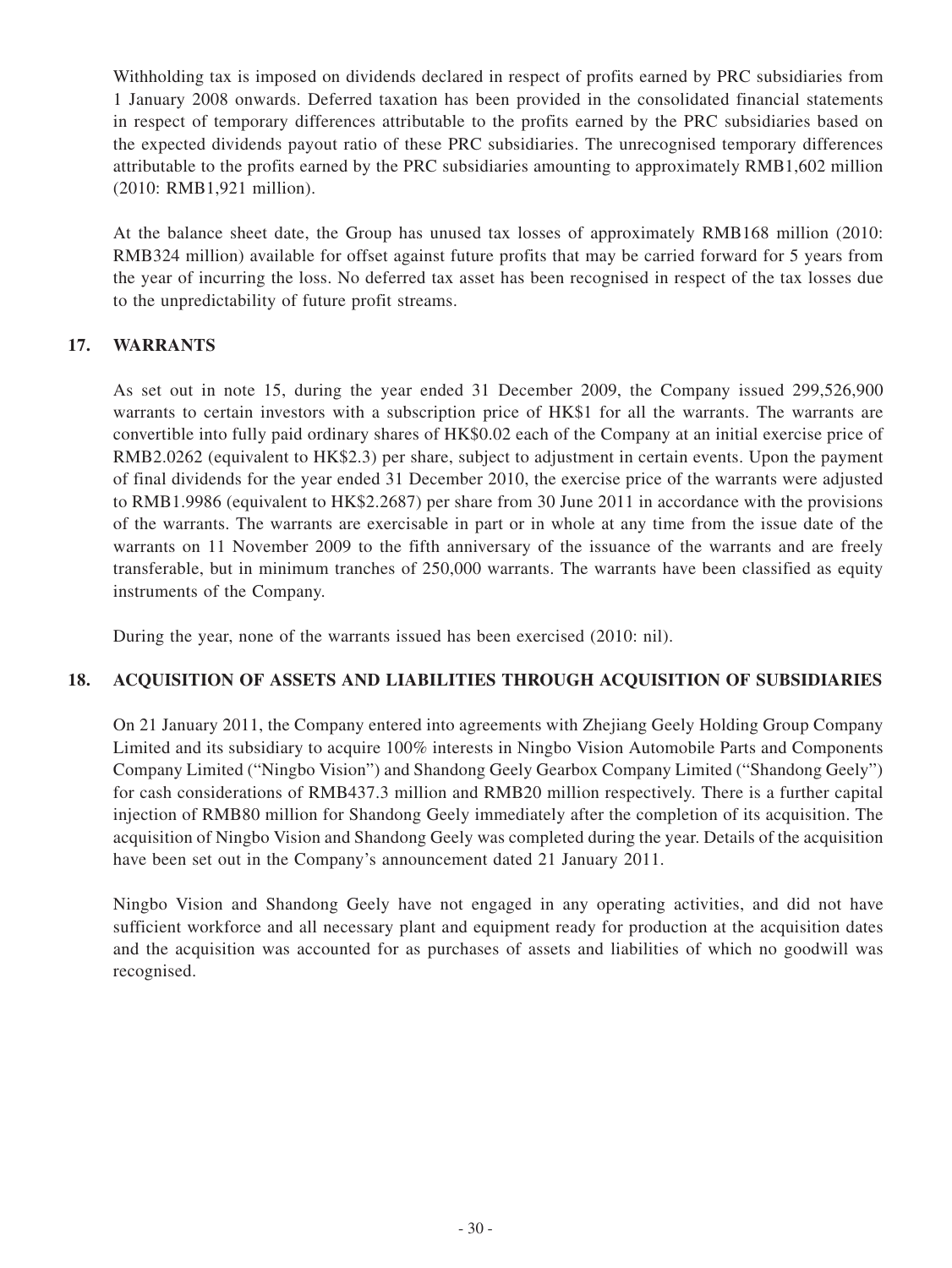Withholding tax is imposed on dividends declared in respect of profits earned by PRC subsidiaries from 1 January 2008 onwards. Deferred taxation has been provided in the consolidated financial statements in respect of temporary differences attributable to the profits earned by the PRC subsidiaries based on the expected dividends payout ratio of these PRC subsidiaries. The unrecognised temporary differences attributable to the profits earned by the PRC subsidiaries amounting to approximately RMB1,602 million (2010: RMB1,921 million).

At the balance sheet date, the Group has unused tax losses of approximately RMB168 million (2010: RMB324 million) available for offset against future profits that may be carried forward for 5 years from the year of incurring the loss. No deferred tax asset has been recognised in respect of the tax losses due to the unpredictability of future profit streams.

## 17. WARRANTS

As set out in note 15, during the year ended 31 December 2009, the Company issued 299,526,900 warrants to certain investors with a subscription price of HK$1 for all the warrants. The warrants are convertible into fully paid ordinary shares of HK$0.02 each of the Company at an initial exercise price of RMB2.0262 (equivalent to HK$2.3) per share, subject to adjustment in certain events. Upon the payment of final dividends for the year ended 31 December 2010, the exercise price of the warrants were adjusted to RMB1.9986 (equivalent to HK$2.2687) per share from 30 June 2011 in accordance with the provisions of the warrants. The warrants are exercisable in part or in whole at any time from the issue date of the warrants on 11 November 2009 to the fifth anniversary of the issuance of the warrants and are freely transferable, but in minimum tranches of 250,000 warrants. The warrants have been classified as equity instruments of the Company.

During the year, none of the warrants issued has been exercised (2010: nil).

## 18. ACQUISITION OF ASSETS AND LIABILITIES THROUGH ACQUISITION OF SUBSIDIARIES

On 21 January 2011, the Company entered into agreements with Zhejiang Geely Holding Group Company Limited and its subsidiary to acquire 100% interests in Ningbo Vision Automobile Parts and Components Company Limited ("Ningbo Vision") and Shandong Geely Gearbox Company Limited ("Shandong Geely") for cash considerations of RMB437.3 million and RMB20 million respectively. There is a further capital injection of RMB80 million for Shandong Geely immediately after the completion of its acquisition. The acquisition of Ningbo Vision and Shandong Geely was completed during the year. Details of the acquisition have been set out in the Company's announcement dated 21 January 2011.

Ningbo Vision and Shandong Geely have not engaged in any operating activities, and did not have sufficient workforce and all necessary plant and equipment ready for production at the acquisition dates and the acquisition was accounted for as purchases of assets and liabilities of which no goodwill was recognised.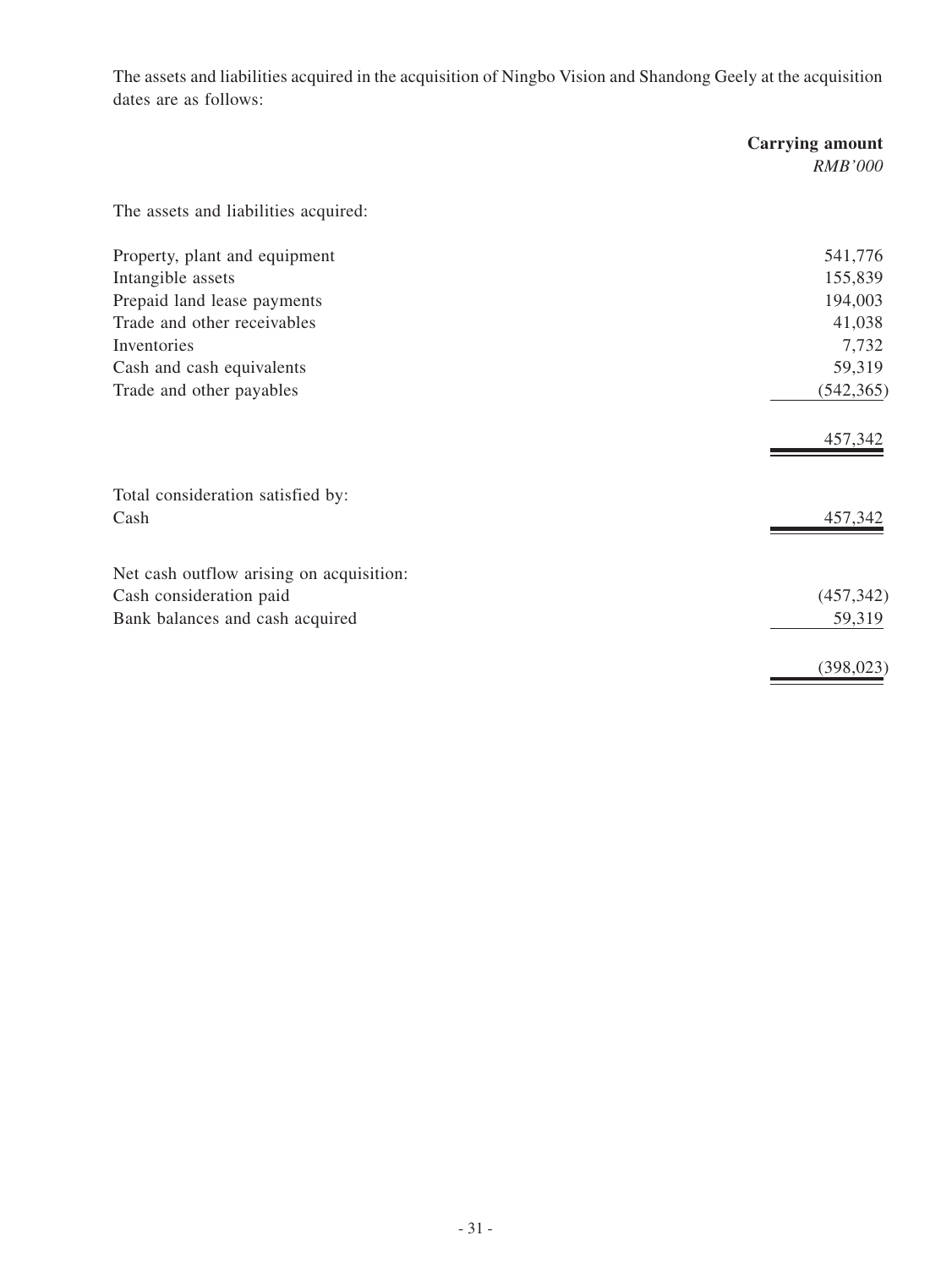The assets and liabilities acquired in the acquisition of Ningbo Vision and Shandong Geely at the acquisition dates are as follows:

| | **Carrying amount** |
|---|---|
| | *RMB'000* |
| The assets and liabilities acquired: | |
| Property, plant and equipment | 541,776 |
| Intangible assets | 155,839 |
| Prepaid land lease payments | 194,003 |
| Trade and other receivables | 41,038 |
| Inventories | 7,732 |
| Cash and cash equivalents | 59,319 |
| Trade and other payables | (542,365) |
| | 457,342 |
| Total consideration satisfied by: | |
| Cash | 457,342 |
| Net cash outflow arising on acquisition: | |
| Cash consideration paid | (457,342) |
| Bank balances and cash acquired | 59,319 |
| | (398,023) |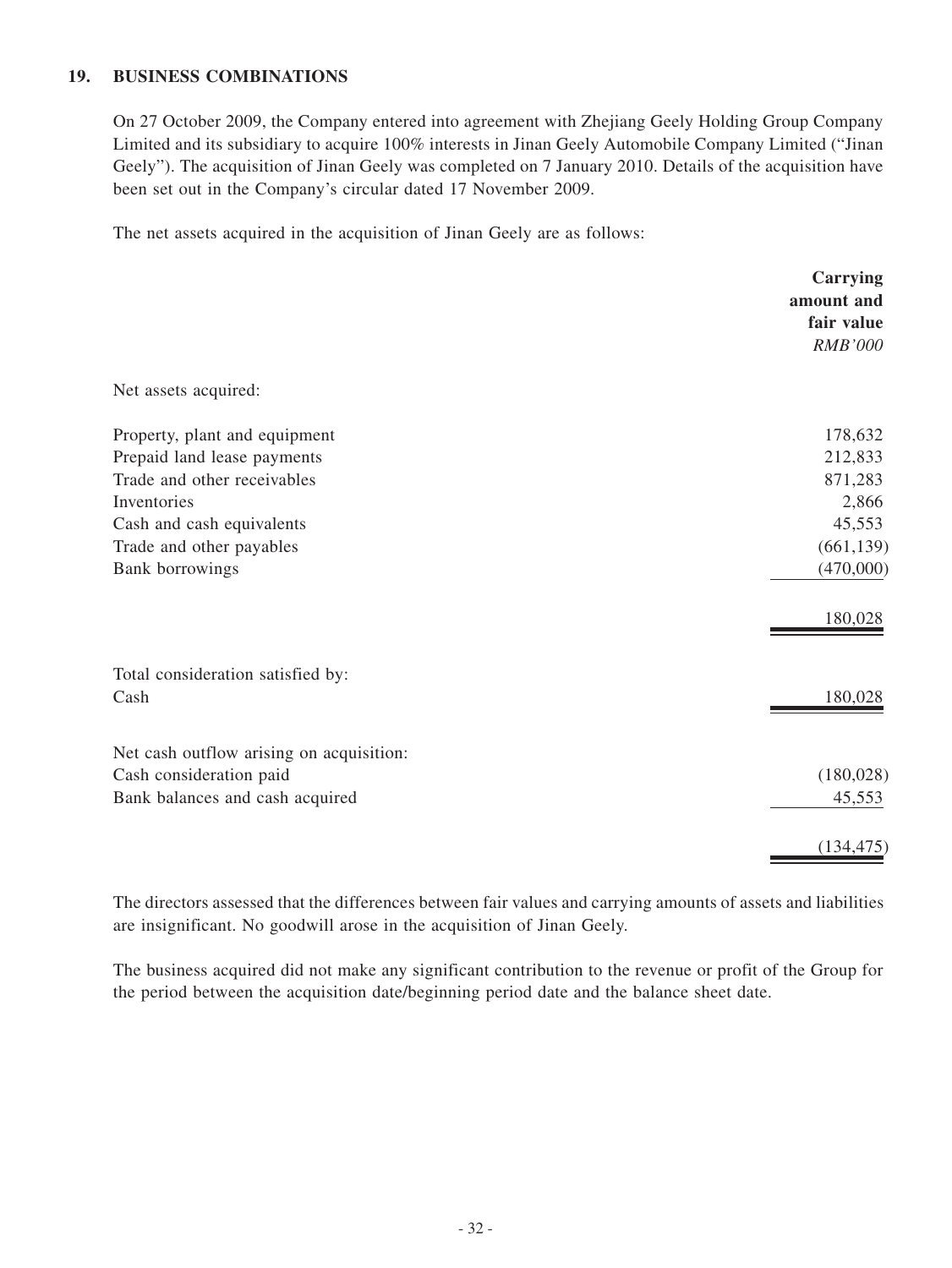## 19. BUSINESS COMBINATIONS

On 27 October 2009, the Company entered into agreement with Zhejiang Geely Holding Group Company Limited and its subsidiary to acquire 100% interests in Jinan Geely Automobile Company Limited ("Jinan Geely"). The acquisition of Jinan Geely was completed on 7 January 2010. Details of the acquisition have been set out in the Company's circular dated 17 November 2009.

The net assets acquired in the acquisition of Jinan Geely are as follows:

| | **Carrying amount and fair value** |
|---|---|
| | *RMB'000* |
| Net assets acquired: | |
| Property, plant and equipment | 178,632 |
| Prepaid land lease payments | 212,833 |
| Trade and other receivables | 871,283 |
| Inventories | 2,866 |
| Cash and cash equivalents | 45,553 |
| Trade and other payables | (661,139) |
| Bank borrowings | (470,000) |
| | 180,028 |
| Total consideration satisfied by: | |
| Cash | 180,028 |
| Net cash outflow arising on acquisition: | |
| Cash consideration paid | (180,028) |
| Bank balances and cash acquired | 45,553 |
| | (134,475) |

The directors assessed that the differences between fair values and carrying amounts of assets and liabilities are insignificant. No goodwill arose in the acquisition of Jinan Geely.

The business acquired did not make any significant contribution to the revenue or profit of the Group for the period between the acquisition date/beginning period date and the balance sheet date.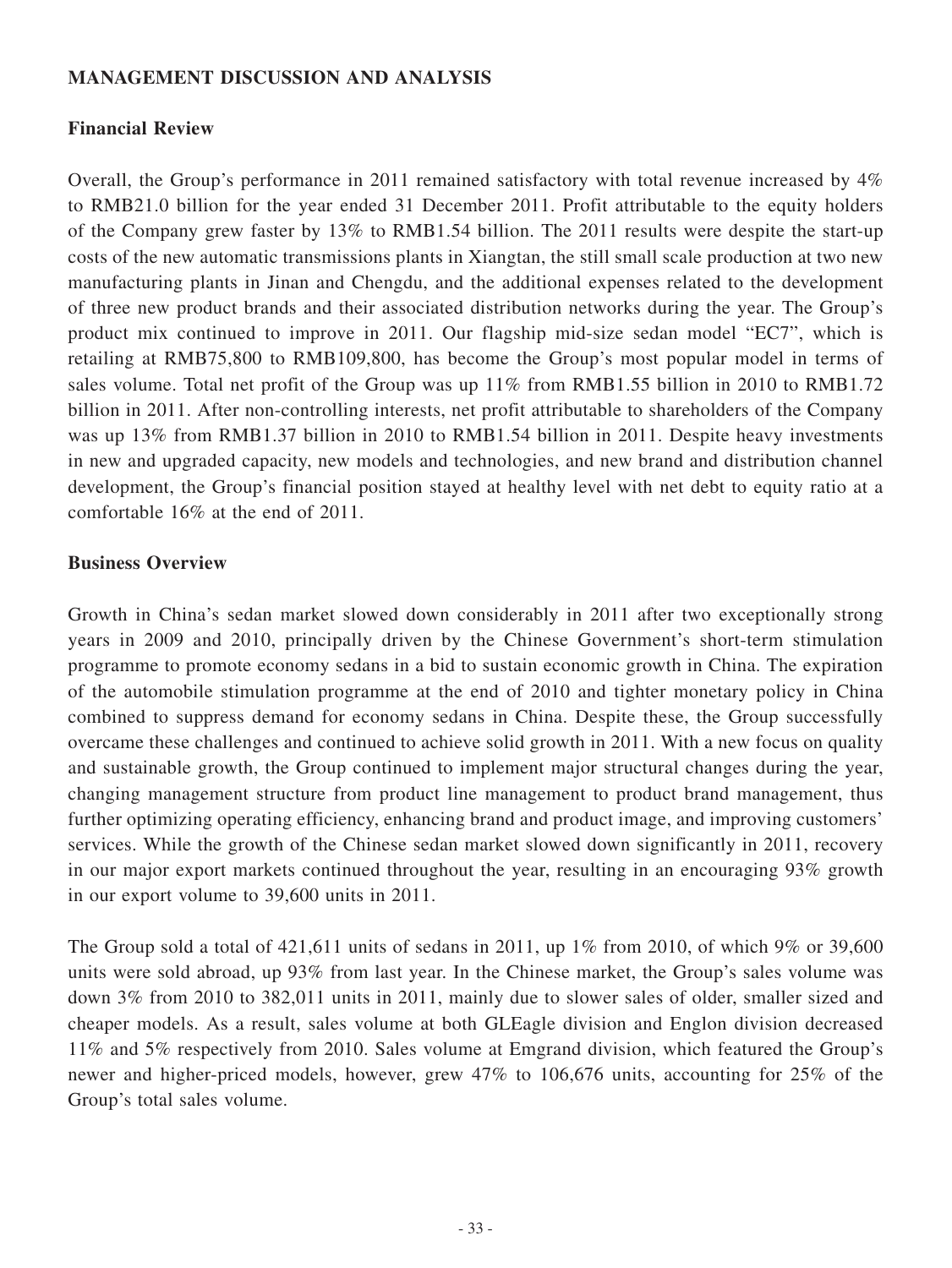## MANAGEMENT DISCUSSION AND ANALYSIS

### Financial Review

Overall, the Group's performance in 2011 remained satisfactory with total revenue increased by 4% to RMB21.0 billion for the year ended 31 December 2011. Profit attributable to the equity holders of the Company grew faster by 13% to RMB1.54 billion. The 2011 results were despite the start-up costs of the new automatic transmissions plants in Xiangtan, the still small scale production at two new manufacturing plants in Jinan and Chengdu, and the additional expenses related to the development of three new product brands and their associated distribution networks during the year. The Group's product mix continued to improve in 2011. Our flagship mid-size sedan model "EC7", which is retailing at RMB75,800 to RMB109,800, has become the Group's most popular model in terms of sales volume. Total net profit of the Group was up 11% from RMB1.55 billion in 2010 to RMB1.72 billion in 2011. After non-controlling interests, net profit attributable to shareholders of the Company was up 13% from RMB1.37 billion in 2010 to RMB1.54 billion in 2011. Despite heavy investments in new and upgraded capacity, new models and technologies, and new brand and distribution channel development, the Group's financial position stayed at healthy level with net debt to equity ratio at a comfortable 16% at the end of 2011.

### Business Overview

Growth in China's sedan market slowed down considerably in 2011 after two exceptionally strong years in 2009 and 2010, principally driven by the Chinese Government's short-term stimulation programme to promote economy sedans in a bid to sustain economic growth in China. The expiration of the automobile stimulation programme at the end of 2010 and tighter monetary policy in China combined to suppress demand for economy sedans in China. Despite these, the Group successfully overcame these challenges and continued to achieve solid growth in 2011. With a new focus on quality and sustainable growth, the Group continued to implement major structural changes during the year, changing management structure from product line management to product brand management, thus further optimizing operating efficiency, enhancing brand and product image, and improving customers' services. While the growth of the Chinese sedan market slowed down significantly in 2011, recovery in our major export markets continued throughout the year, resulting in an encouraging 93% growth in our export volume to 39,600 units in 2011.

The Group sold a total of 421,611 units of sedans in 2011, up 1% from 2010, of which 9% or 39,600 units were sold abroad, up 93% from last year. In the Chinese market, the Group's sales volume was down 3% from 2010 to 382,011 units in 2011, mainly due to slower sales of older, smaller sized and cheaper models. As a result, sales volume at both GLEagle division and Englon division decreased 11% and 5% respectively from 2010. Sales volume at Emgrand division, which featured the Group's newer and higher-priced models, however, grew 47% to 106,676 units, accounting for 25% of the Group's total sales volume.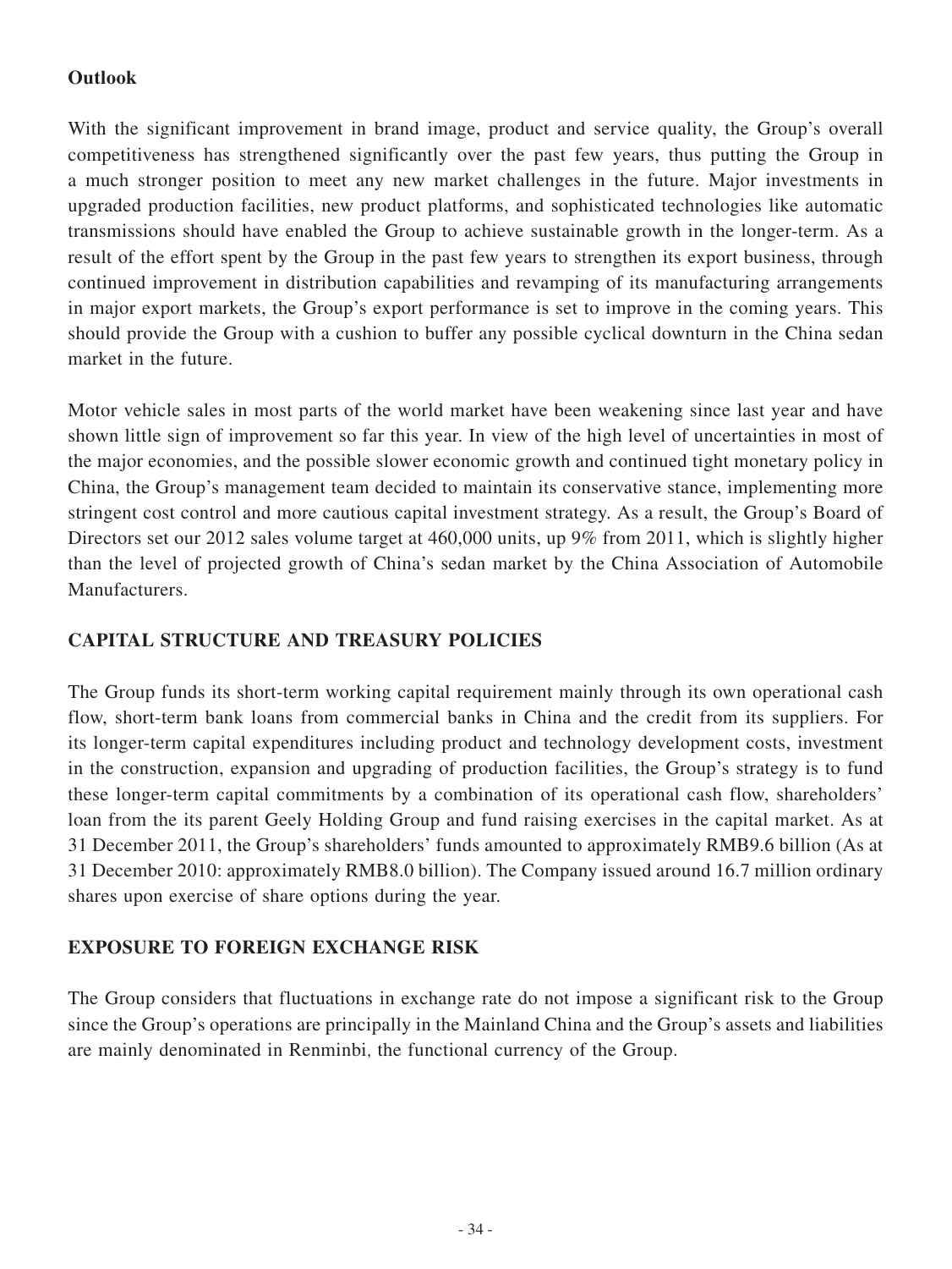**Outlook**

With the significant improvement in brand image, product and service quality, the Group's overall competitiveness has strengthened significantly over the past few years, thus putting the Group in a much stronger position to meet any new market challenges in the future. Major investments in upgraded production facilities, new product platforms, and sophisticated technologies like automatic transmissions should have enabled the Group to achieve sustainable growth in the longer-term. As a result of the effort spent by the Group in the past few years to strengthen its export business, through continued improvement in distribution capabilities and revamping of its manufacturing arrangements in major export markets, the Group's export performance is set to improve in the coming years. This should provide the Group with a cushion to buffer any possible cyclical downturn in the China sedan market in the future.

Motor vehicle sales in most parts of the world market have been weakening since last year and have shown little sign of improvement so far this year. In view of the high level of uncertainties in most of the major economies, and the possible slower economic growth and continued tight monetary policy in China, the Group's management team decided to maintain its conservative stance, implementing more stringent cost control and more cautious capital investment strategy. As a result, the Group's Board of Directors set our 2012 sales volume target at 460,000 units, up 9% from 2011, which is slightly higher than the level of projected growth of China's sedan market by the China Association of Automobile Manufacturers.

## CAPITAL STRUCTURE AND TREASURY POLICIES

The Group funds its short-term working capital requirement mainly through its own operational cash flow, short-term bank loans from commercial banks in China and the credit from its suppliers. For its longer-term capital expenditures including product and technology development costs, investment in the construction, expansion and upgrading of production facilities, the Group's strategy is to fund these longer-term capital commitments by a combination of its operational cash flow, shareholders' loan from the its parent Geely Holding Group and fund raising exercises in the capital market. As at 31 December 2011, the Group's shareholders' funds amounted to approximately RMB9.6 billion (As at 31 December 2010: approximately RMB8.0 billion). The Company issued around 16.7 million ordinary shares upon exercise of share options during the year.

## EXPOSURE TO FOREIGN EXCHANGE RISK

The Group considers that fluctuations in exchange rate do not impose a significant risk to the Group since the Group's operations are principally in the Mainland China and the Group's assets and liabilities are mainly denominated in Renminbi, the functional currency of the Group.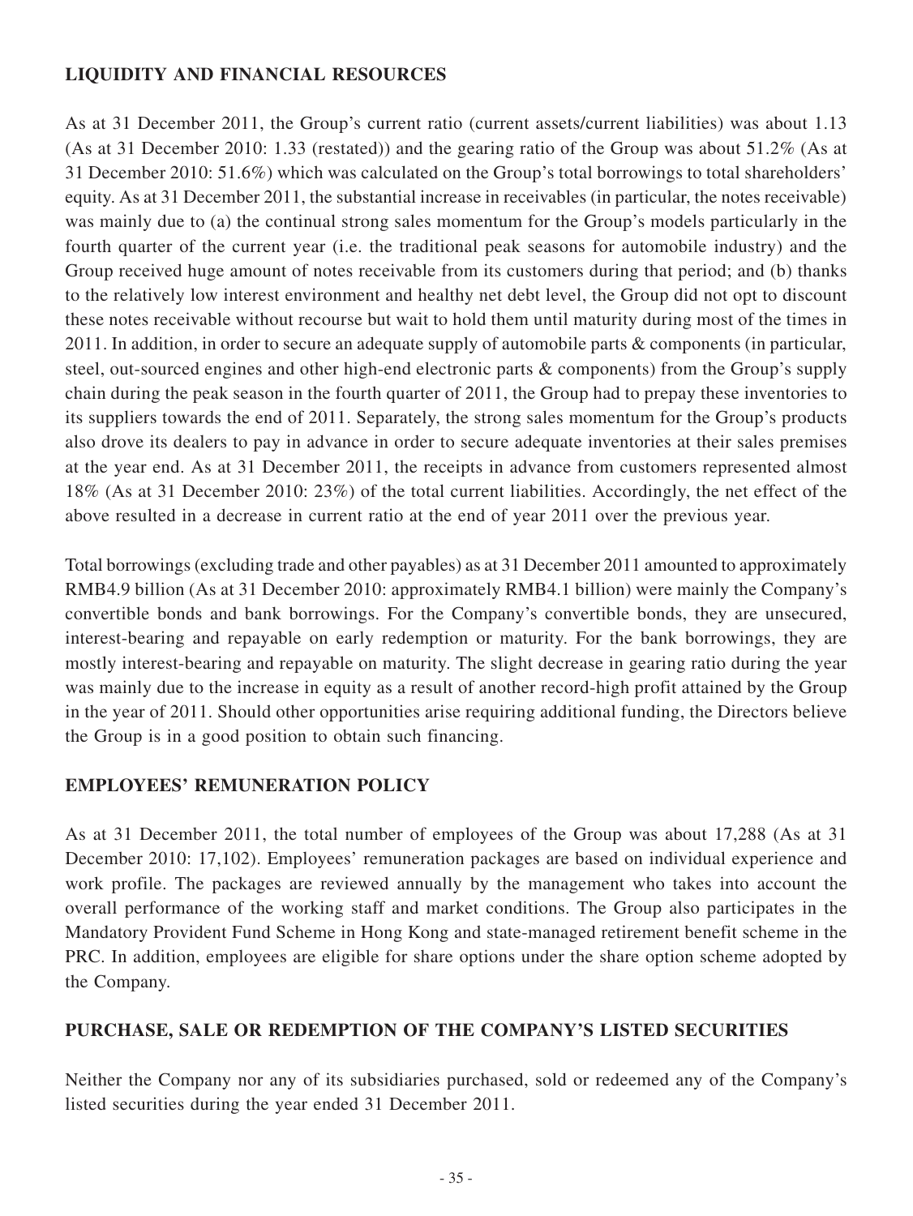## LIQUIDITY AND FINANCIAL RESOURCES

As at 31 December 2011, the Group's current ratio (current assets/current liabilities) was about 1.13 (As at 31 December 2010: 1.33 (restated)) and the gearing ratio of the Group was about 51.2% (As at 31 December 2010: 51.6%) which was calculated on the Group's total borrowings to total shareholders' equity. As at 31 December 2011, the substantial increase in receivables (in particular, the notes receivable) was mainly due to (a) the continual strong sales momentum for the Group's models particularly in the fourth quarter of the current year (i.e. the traditional peak seasons for automobile industry) and the Group received huge amount of notes receivable from its customers during that period; and (b) thanks to the relatively low interest environment and healthy net debt level, the Group did not opt to discount these notes receivable without recourse but wait to hold them until maturity during most of the times in 2011. In addition, in order to secure an adequate supply of automobile parts & components (in particular, steel, out-sourced engines and other high-end electronic parts & components) from the Group's supply chain during the peak season in the fourth quarter of 2011, the Group had to prepay these inventories to its suppliers towards the end of 2011. Separately, the strong sales momentum for the Group's products also drove its dealers to pay in advance in order to secure adequate inventories at their sales premises at the year end. As at 31 December 2011, the receipts in advance from customers represented almost 18% (As at 31 December 2010: 23%) of the total current liabilities. Accordingly, the net effect of the above resulted in a decrease in current ratio at the end of year 2011 over the previous year.

Total borrowings (excluding trade and other payables) as at 31 December 2011 amounted to approximately RMB4.9 billion (As at 31 December 2010: approximately RMB4.1 billion) were mainly the Company's convertible bonds and bank borrowings. For the Company's convertible bonds, they are unsecured, interest-bearing and repayable on early redemption or maturity. For the bank borrowings, they are mostly interest-bearing and repayable on maturity. The slight decrease in gearing ratio during the year was mainly due to the increase in equity as a result of another record-high profit attained by the Group in the year of 2011. Should other opportunities arise requiring additional funding, the Directors believe the Group is in a good position to obtain such financing.

## EMPLOYEES' REMUNERATION POLICY

As at 31 December 2011, the total number of employees of the Group was about 17,288 (As at 31 December 2010: 17,102). Employees' remuneration packages are based on individual experience and work profile. The packages are reviewed annually by the management who takes into account the overall performance of the working staff and market conditions. The Group also participates in the Mandatory Provident Fund Scheme in Hong Kong and state-managed retirement benefit scheme in the PRC. In addition, employees are eligible for share options under the share option scheme adopted by the Company.

## PURCHASE, SALE OR REDEMPTION OF THE COMPANY'S LISTED SECURITIES

Neither the Company nor any of its subsidiaries purchased, sold or redeemed any of the Company's listed securities during the year ended 31 December 2011.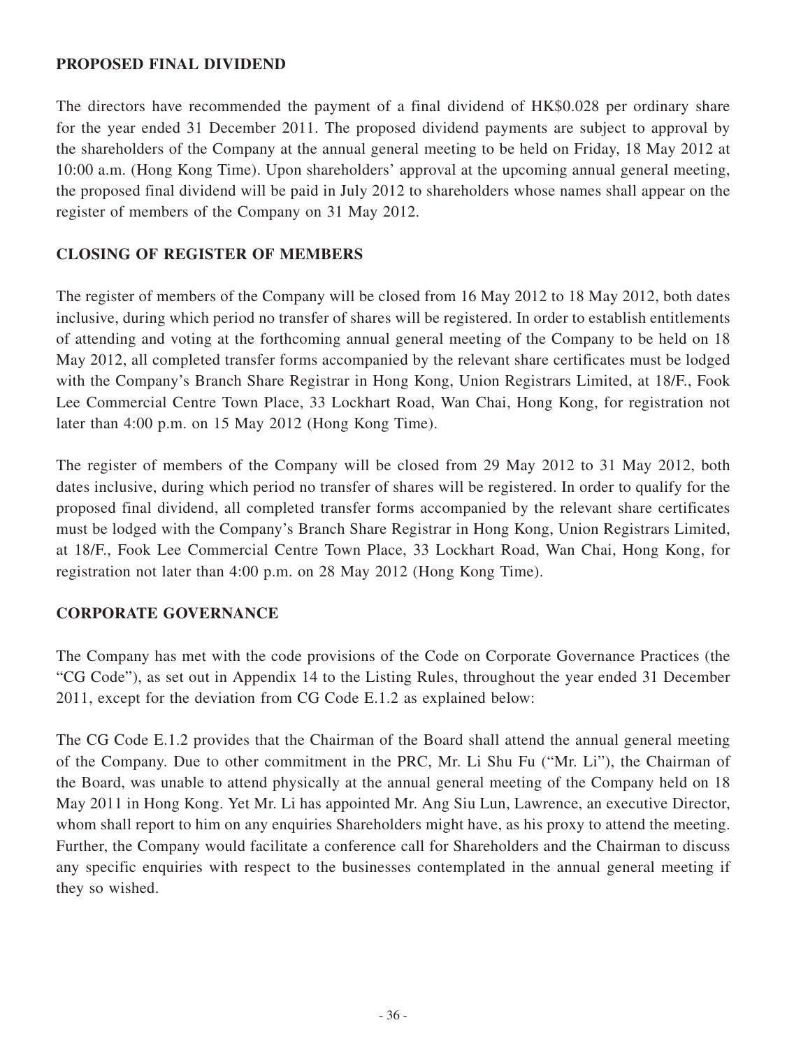## PROPOSED FINAL DIVIDEND

The directors have recommended the payment of a final dividend of HK$0.028 per ordinary share for the year ended 31 December 2011. The proposed dividend payments are subject to approval by the shareholders of the Company at the annual general meeting to be held on Friday, 18 May 2012 at 10:00 a.m. (Hong Kong Time). Upon shareholders' approval at the upcoming annual general meeting, the proposed final dividend will be paid in July 2012 to shareholders whose names shall appear on the register of members of the Company on 31 May 2012.

## CLOSING OF REGISTER OF MEMBERS

The register of members of the Company will be closed from 16 May 2012 to 18 May 2012, both dates inclusive, during which period no transfer of shares will be registered. In order to establish entitlements of attending and voting at the forthcoming annual general meeting of the Company to be held on 18 May 2012, all completed transfer forms accompanied by the relevant share certificates must be lodged with the Company's Branch Share Registrar in Hong Kong, Union Registrars Limited, at 18/F., Fook Lee Commercial Centre Town Place, 33 Lockhart Road, Wan Chai, Hong Kong, for registration not later than 4:00 p.m. on 15 May 2012 (Hong Kong Time).

The register of members of the Company will be closed from 29 May 2012 to 31 May 2012, both dates inclusive, during which period no transfer of shares will be registered. In order to qualify for the proposed final dividend, all completed transfer forms accompanied by the relevant share certificates must be lodged with the Company's Branch Share Registrar in Hong Kong, Union Registrars Limited, at 18/F., Fook Lee Commercial Centre Town Place, 33 Lockhart Road, Wan Chai, Hong Kong, for registration not later than 4:00 p.m. on 28 May 2012 (Hong Kong Time).

## CORPORATE GOVERNANCE

The Company has met with the code provisions of the Code on Corporate Governance Practices (the "CG Code"), as set out in Appendix 14 to the Listing Rules, throughout the year ended 31 December 2011, except for the deviation from CG Code E.1.2 as explained below:

The CG Code E.1.2 provides that the Chairman of the Board shall attend the annual general meeting of the Company. Due to other commitment in the PRC, Mr. Li Shu Fu ("Mr. Li"), the Chairman of the Board, was unable to attend physically at the annual general meeting of the Company held on 18 May 2011 in Hong Kong. Yet Mr. Li has appointed Mr. Ang Siu Lun, Lawrence, an executive Director, whom shall report to him on any enquiries Shareholders might have, as his proxy to attend the meeting. Further, the Company would facilitate a conference call for Shareholders and the Chairman to discuss any specific enquiries with respect to the businesses contemplated in the annual general meeting if they so wished.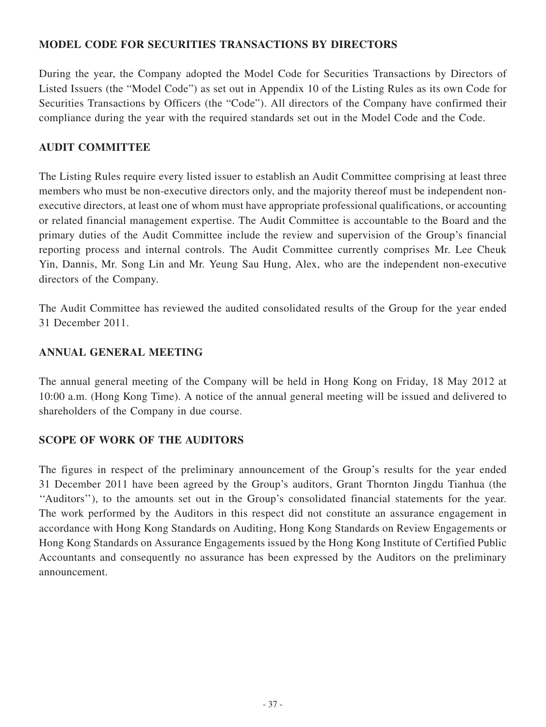## MODEL CODE FOR SECURITIES TRANSACTIONS BY DIRECTORS

During the year, the Company adopted the Model Code for Securities Transactions by Directors of Listed Issuers (the "Model Code") as set out in Appendix 10 of the Listing Rules as its own Code for Securities Transactions by Officers (the "Code"). All directors of the Company have confirmed their compliance during the year with the required standards set out in the Model Code and the Code.

## AUDIT COMMITTEE

The Listing Rules require every listed issuer to establish an Audit Committee comprising at least three members who must be non-executive directors only, and the majority thereof must be independent non-executive directors, at least one of whom must have appropriate professional qualifications, or accounting or related financial management expertise. The Audit Committee is accountable to the Board and the primary duties of the Audit Committee include the review and supervision of the Group's financial reporting process and internal controls. The Audit Committee currently comprises Mr. Lee Cheuk Yin, Dannis, Mr. Song Lin and Mr. Yeung Sau Hung, Alex, who are the independent non-executive directors of the Company.

The Audit Committee has reviewed the audited consolidated results of the Group for the year ended 31 December 2011.

## ANNUAL GENERAL MEETING

The annual general meeting of the Company will be held in Hong Kong on Friday, 18 May 2012 at 10:00 a.m. (Hong Kong Time). A notice of the annual general meeting will be issued and delivered to shareholders of the Company in due course.

## SCOPE OF WORK OF THE AUDITORS

The figures in respect of the preliminary announcement of the Group's results for the year ended 31 December 2011 have been agreed by the Group's auditors, Grant Thornton Jingdu Tianhua (the ''Auditors''), to the amounts set out in the Group's consolidated financial statements for the year. The work performed by the Auditors in this respect did not constitute an assurance engagement in accordance with Hong Kong Standards on Auditing, Hong Kong Standards on Review Engagements or Hong Kong Standards on Assurance Engagements issued by the Hong Kong Institute of Certified Public Accountants and consequently no assurance has been expressed by the Auditors on the preliminary announcement.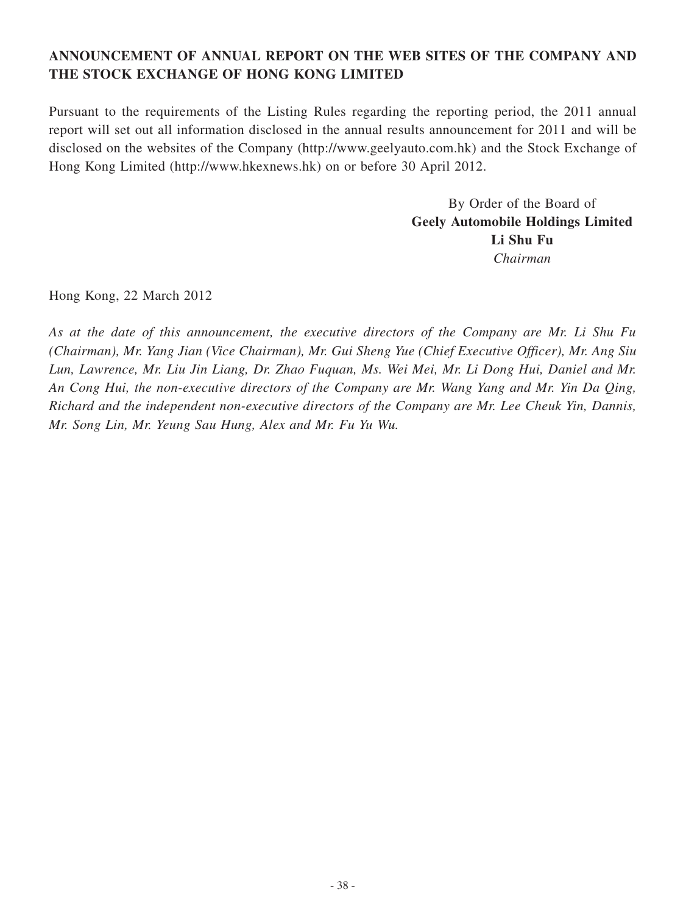## ANNOUNCEMENT OF ANNUAL REPORT ON THE WEB SITES OF THE COMPANY AND THE STOCK EXCHANGE OF HONG KONG LIMITED

Pursuant to the requirements of the Listing Rules regarding the reporting period, the 2011 annual report will set out all information disclosed in the annual results announcement for 2011 and will be disclosed on the websites of the Company (http://www.geelyauto.com.hk) and the Stock Exchange of Hong Kong Limited (http://www.hkexnews.hk) on or before 30 April 2012.

By Order of the Board of
**Geely Automobile Holdings Limited**
**Li Shu Fu**
*Chairman*

Hong Kong, 22 March 2012

*As at the date of this announcement, the executive directors of the Company are Mr. Li Shu Fu (Chairman), Mr. Yang Jian (Vice Chairman), Mr. Gui Sheng Yue (Chief Executive Officer), Mr. Ang Siu Lun, Lawrence, Mr. Liu Jin Liang, Dr. Zhao Fuquan, Ms. Wei Mei, Mr. Li Dong Hui, Daniel and Mr. An Cong Hui, the non-executive directors of the Company are Mr. Wang Yang and Mr. Yin Da Qing, Richard and the independent non-executive directors of the Company are Mr. Lee Cheuk Yin, Dannis, Mr. Song Lin, Mr. Yeung Sau Hung, Alex and Mr. Fu Yu Wu.*